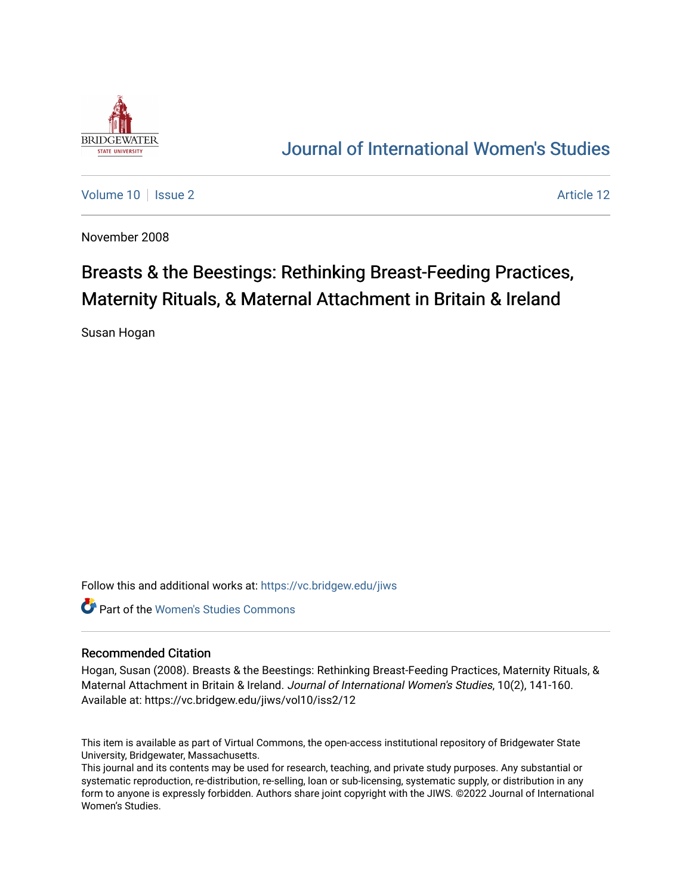# Journal of International Women's Studies

Volume 10 | Issue 2 | Article 12

November 2008

## Breasts & the Beestings: Rethinking Breast-Feeding Practices, Maternity Rituals, & Maternal Attachment in Britain & Ireland

Susan Hogan

Follow this and additional works at: https://vc.bridgew.edu/jiws

Part of the Women's Studies Commons

### Recommended Citation

Hogan, Susan (2008). Breasts & the Beestings: Rethinking Breast-Feeding Practices, Maternity Rituals, & Maternal Attachment in Britain & Ireland. *Journal of International Women's Studies*, 10(2), 141-160. Available at: https://vc.bridgew.edu/jiws/vol10/iss2/12

This item is available as part of Virtual Commons, the open-access institutional repository of Bridgewater State University, Bridgewater, Massachusetts.

This journal and its contents may be used for research, teaching, and private study purposes. Any substantial or systematic reproduction, re-distribution, re-selling, loan or sub-licensing, systematic supply, or distribution in any form to anyone is expressly forbidden. Authors share joint copyright with the JIWS. ©2022 Journal of International Women's Studies.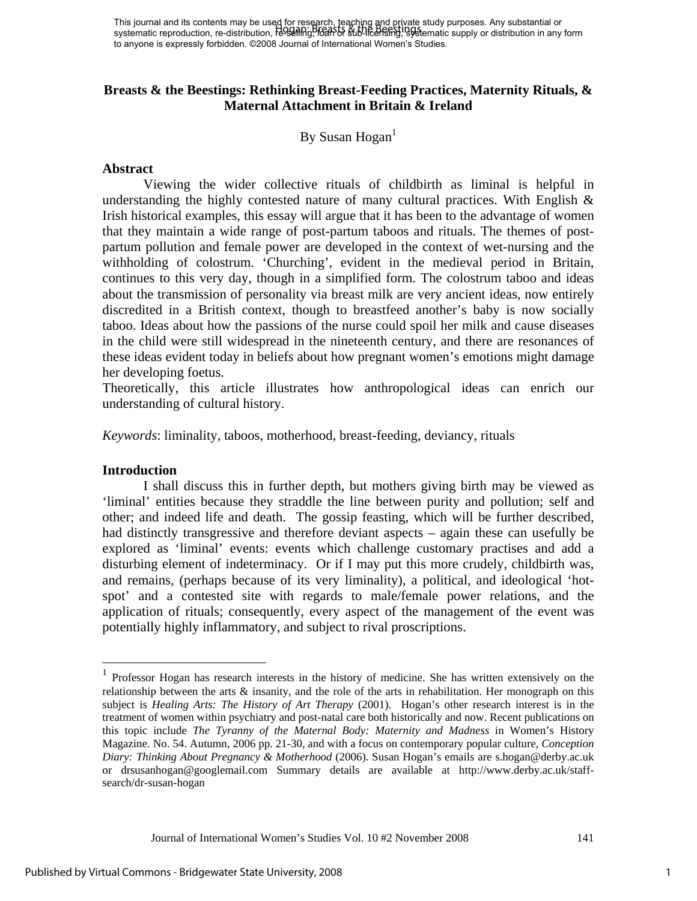# Breasts & the Beestings: Rethinking Breast-Feeding Practices, Maternity Rituals, & Maternal Attachment in Britain & Ireland

By Susan Hogan[1]

## Abstract

Viewing the wider collective rituals of childbirth as liminal is helpful in understanding the highly contested nature of many cultural practices. With English & Irish historical examples, this essay will argue that it has been to the advantage of women that they maintain a wide range of post-partum taboos and rituals. The themes of post-partum pollution and female power are developed in the context of wet-nursing and the withholding of colostrum. 'Churching', evident in the medieval period in Britain, continues to this very day, though in a simplified form. The colostrum taboo and ideas about the transmission of personality via breast milk are very ancient ideas, now entirely discredited in a British context, though to breastfeed another's baby is now socially taboo. Ideas about how the passions of the nurse could spoil her milk and cause diseases in the child were still widespread in the nineteenth century, and there are resonances of these ideas evident today in beliefs about how pregnant women's emotions might damage her developing foetus.

Theoretically, this article illustrates how anthropological ideas can enrich our understanding of cultural history.

*Keywords*: liminality, taboos, motherhood, breast-feeding, deviancy, rituals

## Introduction

I shall discuss this in further depth, but mothers giving birth may be viewed as 'liminal' entities because they straddle the line between purity and pollution; self and other; and indeed life and death. The gossip feasting, which will be further described, had distinctly transgressive and therefore deviant aspects – again these can usefully be explored as 'liminal' events: events which challenge customary practises and add a disturbing element of indeterminacy. Or if I may put this more crudely, childbirth was, and remains, (perhaps because of its very liminality), a political, and ideological 'hot-spot' and a contested site with regards to male/female power relations, and the application of rituals; consequently, every aspect of the management of the event was potentially highly inflammatory, and subject to rival proscriptions.

---

[1] Professor Hogan has research interests in the history of medicine. She has written extensively on the relationship between the arts & insanity, and the role of the arts in rehabilitation. Her monograph on this subject is *Healing Arts: The History of Art Therapy* (2001). Hogan's other research interest is in the treatment of women within psychiatry and post-natal care both historically and now. Recent publications on this topic include *The Tyranny of the Maternal Body: Maternity and Madness* in Women's History Magazine. No. 54. Autumn, 2006 pp. 21-30, and with a focus on contemporary popular culture, *Conception Diary: Thinking About Pregnancy & Motherhood* (2006). Susan Hogan's emails are s.hogan@derby.ac.uk or drsusanhogan@googlemail.com Summary details are available at http://www.derby.ac.uk/staff-search/dr-susan-hogan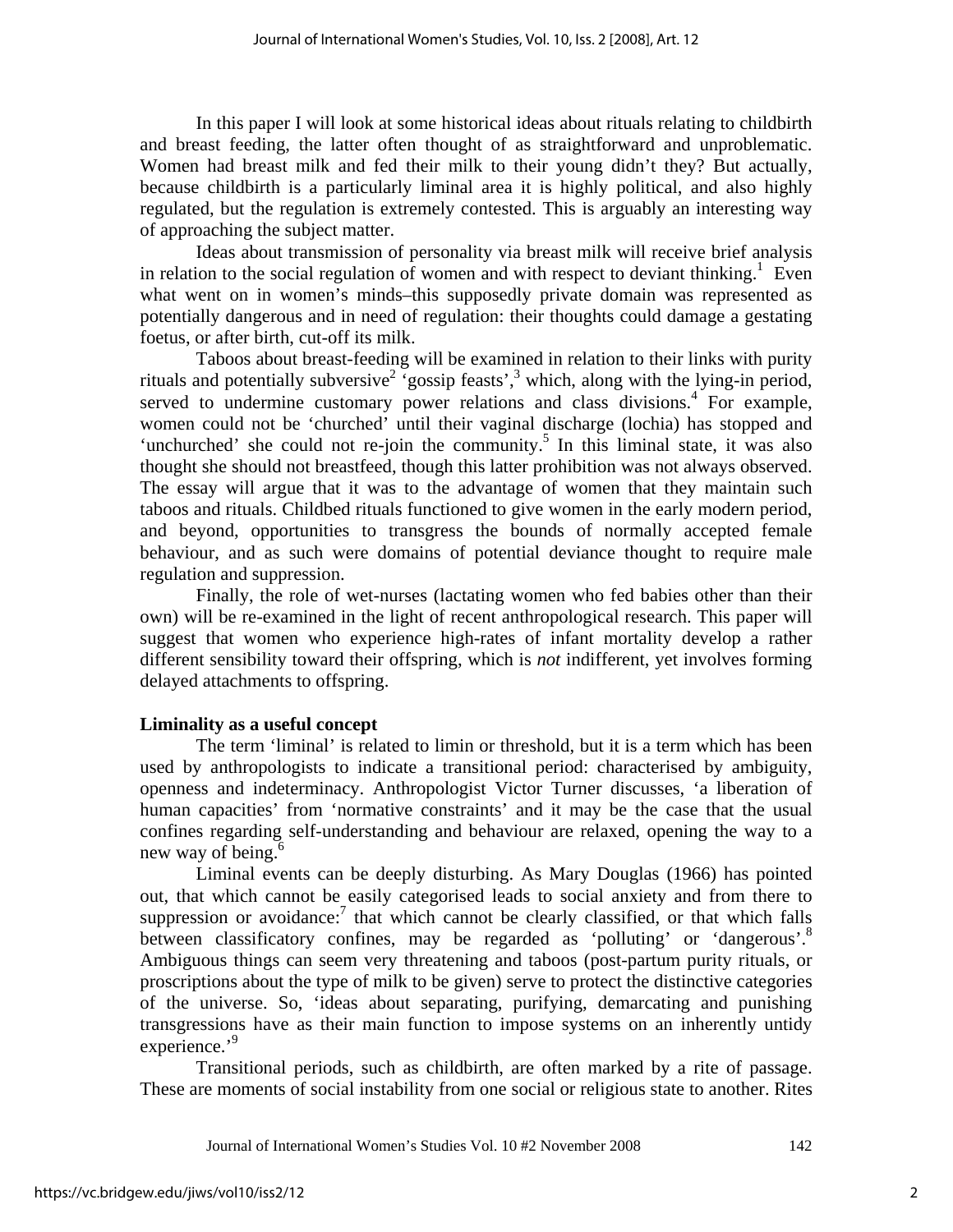In this paper I will look at some historical ideas about rituals relating to childbirth and breast feeding, the latter often thought of as straightforward and unproblematic. Women had breast milk and fed their milk to their young didn't they? But actually, because childbirth is a particularly liminal area it is highly political, and also highly regulated, but the regulation is extremely contested. This is arguably an interesting way of approaching the subject matter.

Ideas about transmission of personality via breast milk will receive brief analysis in relation to the social regulation of women and with respect to deviant thinking.[1] Even what went on in women's minds–this supposedly private domain was represented as potentially dangerous and in need of regulation: their thoughts could damage a gestating foetus, or after birth, cut-off its milk.

Taboos about breast-feeding will be examined in relation to their links with purity rituals and potentially subversive[2] 'gossip feasts',[3] which, along with the lying-in period, served to undermine customary power relations and class divisions.[4] For example, women could not be 'churched' until their vaginal discharge (lochia) has stopped and 'unchurched' she could not re-join the community.[5] In this liminal state, it was also thought she should not breastfeed, though this latter prohibition was not always observed. The essay will argue that it was to the advantage of women that they maintain such taboos and rituals. Childbed rituals functioned to give women in the early modern period, and beyond, opportunities to transgress the bounds of normally accepted female behaviour, and as such were domains of potential deviance thought to require male regulation and suppression.

Finally, the role of wet-nurses (lactating women who fed babies other than their own) will be re-examined in the light of recent anthropological research. This paper will suggest that women who experience high-rates of infant mortality develop a rather different sensibility toward their offspring, which is *not* indifferent, yet involves forming delayed attachments to offspring.

## Liminality as a useful concept

The term 'liminal' is related to limin or threshold, but it is a term which has been used by anthropologists to indicate a transitional period: characterised by ambiguity, openness and indeterminacy. Anthropologist Victor Turner discusses, 'a liberation of human capacities' from 'normative constraints' and it may be the case that the usual confines regarding self-understanding and behaviour are relaxed, opening the way to a new way of being.[6]

Liminal events can be deeply disturbing. As Mary Douglas (1966) has pointed out, that which cannot be easily categorised leads to social anxiety and from there to suppression or avoidance:[7] that which cannot be clearly classified, or that which falls between classificatory confines, may be regarded as 'polluting' or 'dangerous'.[8] Ambiguous things can seem very threatening and taboos (post-partum purity rituals, or proscriptions about the type of milk to be given) serve to protect the distinctive categories of the universe. So, 'ideas about separating, purifying, demarcating and punishing transgressions have as their main function to impose systems on an inherently untidy experience.'[9]

Transitional periods, such as childbirth, are often marked by a rite of passage. These are moments of social instability from one social or religious state to another. Rites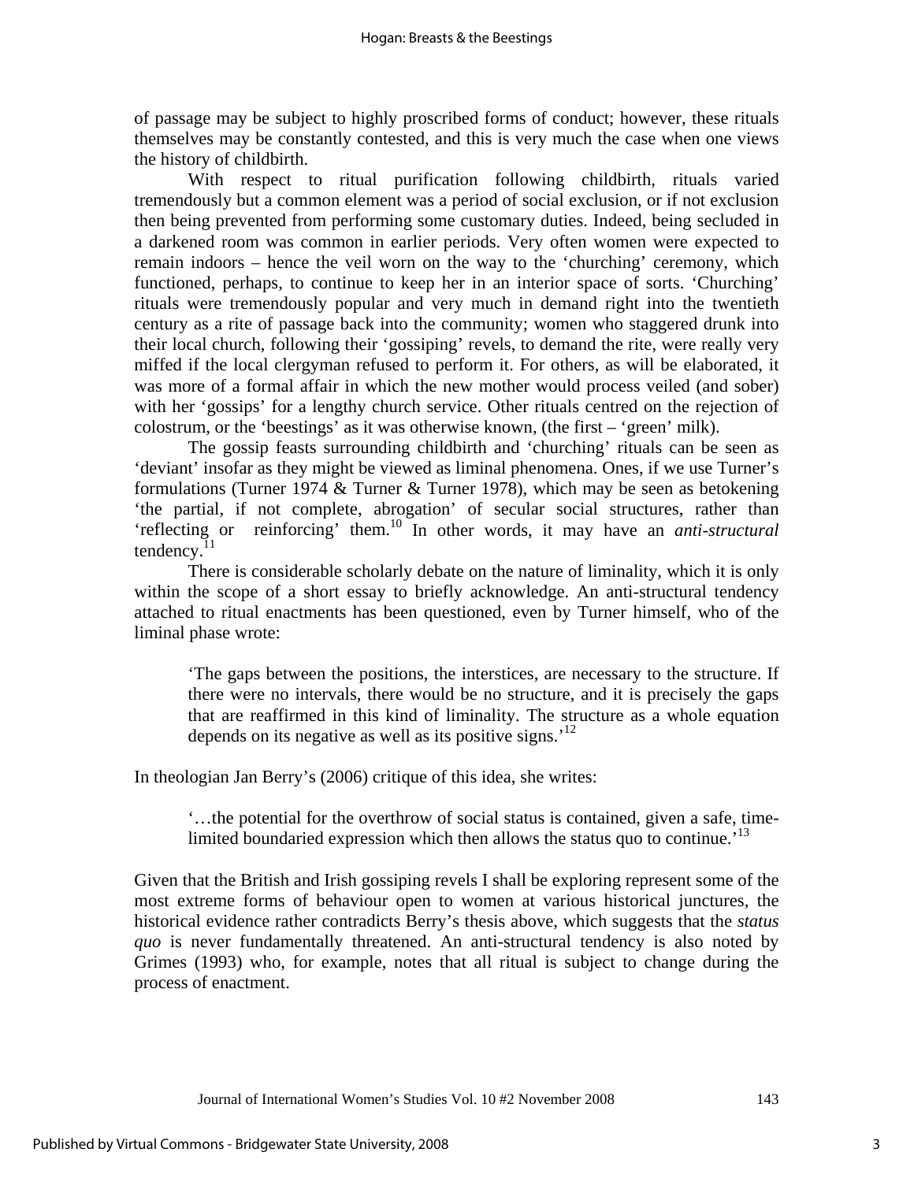of passage may be subject to highly proscribed forms of conduct; however, these rituals themselves may be constantly contested, and this is very much the case when one views the history of childbirth.

With respect to ritual purification following childbirth, rituals varied tremendously but a common element was a period of social exclusion, or if not exclusion then being prevented from performing some customary duties. Indeed, being secluded in a darkened room was common in earlier periods. Very often women were expected to remain indoors – hence the veil worn on the way to the 'churching' ceremony, which functioned, perhaps, to continue to keep her in an interior space of sorts. 'Churching' rituals were tremendously popular and very much in demand right into the twentieth century as a rite of passage back into the community; women who staggered drunk into their local church, following their 'gossiping' revels, to demand the rite, were really very miffed if the local clergyman refused to perform it. For others, as will be elaborated, it was more of a formal affair in which the new mother would process veiled (and sober) with her 'gossips' for a lengthy church service. Other rituals centred on the rejection of colostrum, or the 'beestings' as it was otherwise known, (the first – 'green' milk).

The gossip feasts surrounding childbirth and 'churching' rituals can be seen as 'deviant' insofar as they might be viewed as liminal phenomena. Ones, if we use Turner's formulations (Turner 1974 & Turner & Turner 1978), which may be seen as betokening 'the partial, if not complete, abrogation' of secular social structures, rather than 'reflecting or reinforcing' them.[10] In other words, it may have an *anti-structural* tendency.[11]

There is considerable scholarly debate on the nature of liminality, which it is only within the scope of a short essay to briefly acknowledge. An anti-structural tendency attached to ritual enactments has been questioned, even by Turner himself, who of the liminal phase wrote:

> 'The gaps between the positions, the interstices, are necessary to the structure. If there were no intervals, there would be no structure, and it is precisely the gaps that are reaffirmed in this kind of liminality. The structure as a whole equation depends on its negative as well as its positive signs.'[12]

In theologian Jan Berry's (2006) critique of this idea, she writes:

> '…the potential for the overthrow of social status is contained, given a safe, time-limited boundaried expression which then allows the status quo to continue.'[13]

Given that the British and Irish gossiping revels I shall be exploring represent some of the most extreme forms of behaviour open to women at various historical junctures, the historical evidence rather contradicts Berry's thesis above, which suggests that the *status quo* is never fundamentally threatened. An anti-structural tendency is also noted by Grimes (1993) who, for example, notes that all ritual is subject to change during the process of enactment.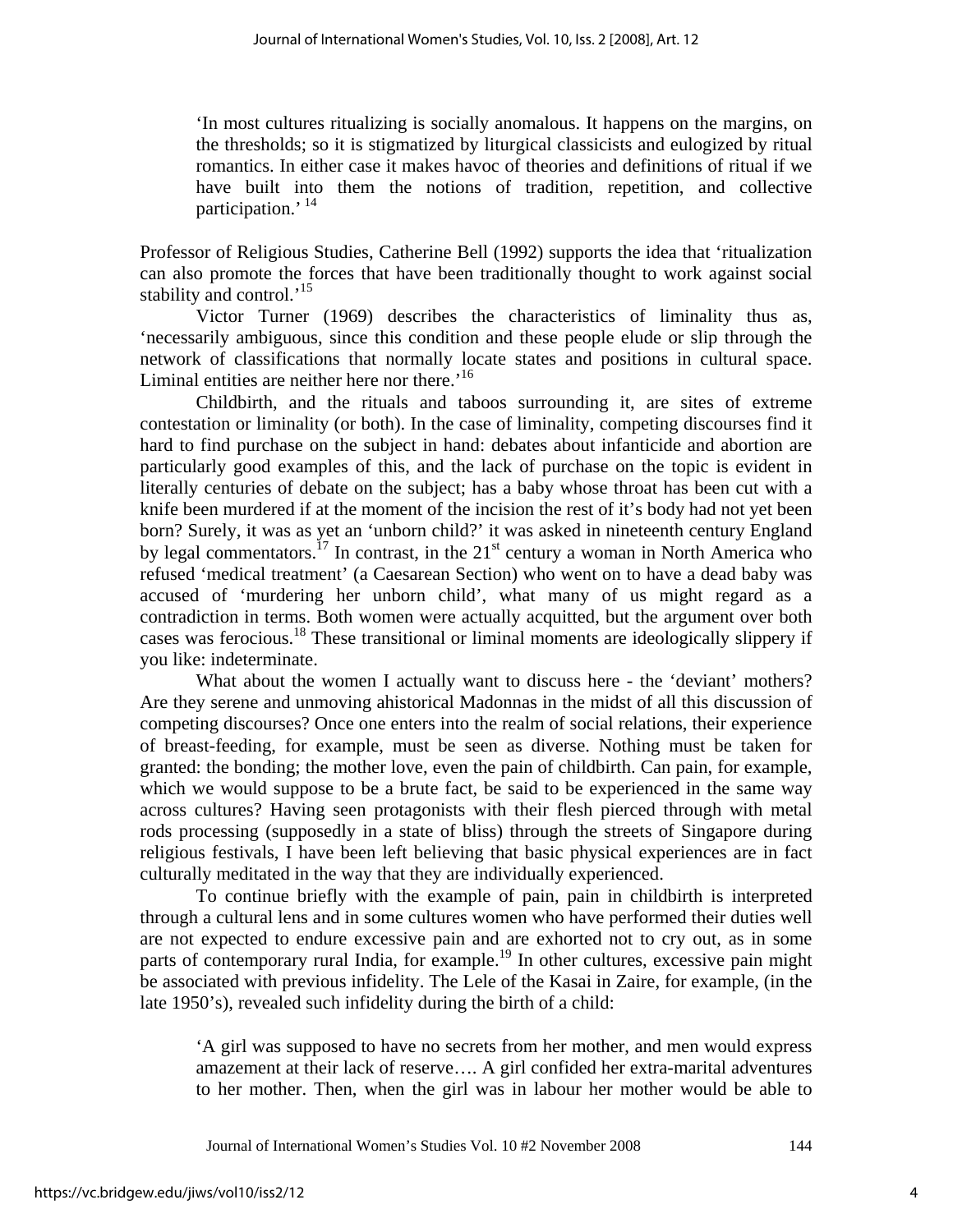> 'In most cultures ritualizing is socially anomalous. It happens on the margins, on the thresholds; so it is stigmatized by liturgical classicists and eulogized by ritual romantics. In either case it makes havoc of theories and definitions of ritual if we have built into them the notions of tradition, repetition, and collective participation.' [14]

Professor of Religious Studies, Catherine Bell (1992) supports the idea that 'ritualization can also promote the forces that have been traditionally thought to work against social stability and control.'[15]

Victor Turner (1969) describes the characteristics of liminality thus as, 'necessarily ambiguous, since this condition and these people elude or slip through the network of classifications that normally locate states and positions in cultural space. Liminal entities are neither here nor there.'[16]

Childbirth, and the rituals and taboos surrounding it, are sites of extreme contestation or liminality (or both). In the case of liminality, competing discourses find it hard to find purchase on the subject in hand: debates about infanticide and abortion are particularly good examples of this, and the lack of purchase on the topic is evident in literally centuries of debate on the subject; has a baby whose throat has been cut with a knife been murdered if at the moment of the incision the rest of it's body had not yet been born? Surely, it was as yet an 'unborn child?' it was asked in nineteenth century England by legal commentators.[17] In contrast, in the 21st century a woman in North America who refused 'medical treatment' (a Caesarean Section) who went on to have a dead baby was accused of 'murdering her unborn child', what many of us might regard as a contradiction in terms. Both women were actually acquitted, but the argument over both cases was ferocious.[18] These transitional or liminal moments are ideologically slippery if you like: indeterminate.

What about the women I actually want to discuss here - the 'deviant' mothers? Are they serene and unmoving ahistorical Madonnas in the midst of all this discussion of competing discourses? Once one enters into the realm of social relations, their experience of breast-feeding, for example, must be seen as diverse. Nothing must be taken for granted: the bonding; the mother love, even the pain of childbirth. Can pain, for example, which we would suppose to be a brute fact, be said to be experienced in the same way across cultures? Having seen protagonists with their flesh pierced through with metal rods processing (supposedly in a state of bliss) through the streets of Singapore during religious festivals, I have been left believing that basic physical experiences are in fact culturally meditated in the way that they are individually experienced.

To continue briefly with the example of pain, pain in childbirth is interpreted through a cultural lens and in some cultures women who have performed their duties well are not expected to endure excessive pain and are exhorted not to cry out, as in some parts of contemporary rural India, for example.[19] In other cultures, excessive pain might be associated with previous infidelity. The Lele of the Kasai in Zaire, for example, (in the late 1950's), revealed such infidelity during the birth of a child:

> 'A girl was supposed to have no secrets from her mother, and men would express amazement at their lack of reserve…. A girl confided her extra-marital adventures to her mother. Then, when the girl was in labour her mother would be able to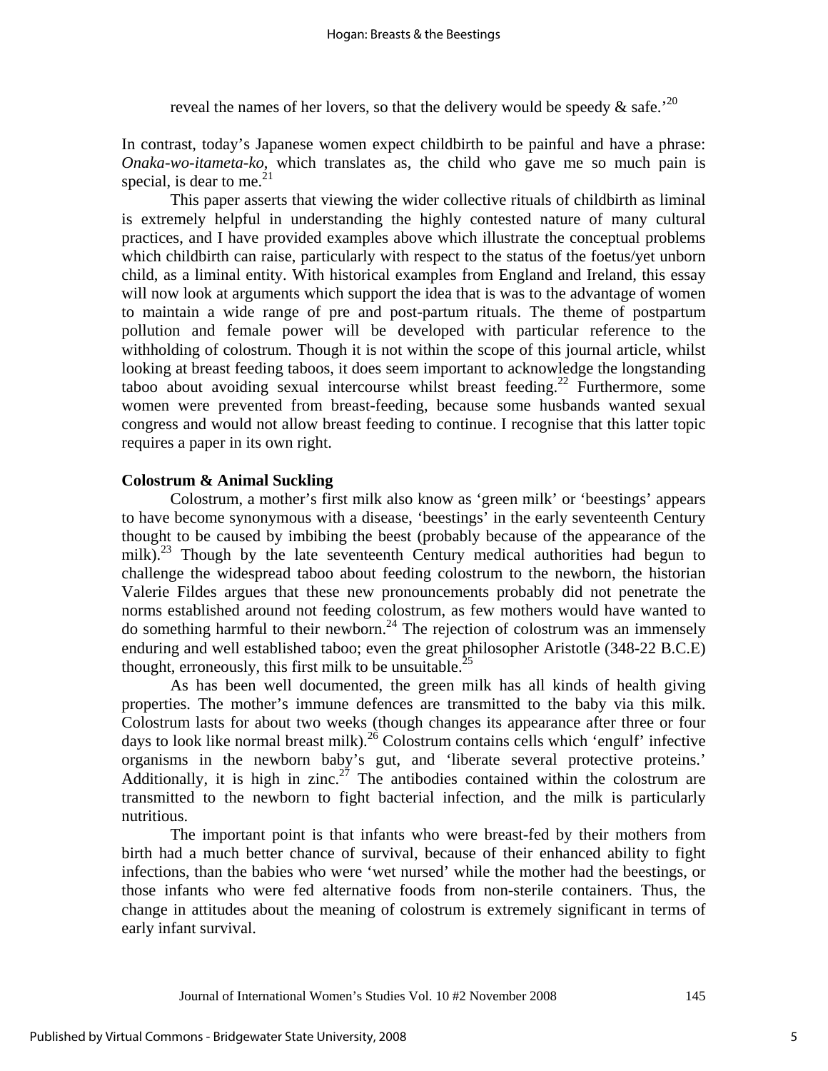reveal the names of her lovers, so that the delivery would be speedy & safe.'[20]

In contrast, today's Japanese women expect childbirth to be painful and have a phrase: *Onaka-wo-itameta-ko*, which translates as, the child who gave me so much pain is special, is dear to me.[21]

This paper asserts that viewing the wider collective rituals of childbirth as liminal is extremely helpful in understanding the highly contested nature of many cultural practices, and I have provided examples above which illustrate the conceptual problems which childbirth can raise, particularly with respect to the status of the foetus/yet unborn child, as a liminal entity. With historical examples from England and Ireland, this essay will now look at arguments which support the idea that is was to the advantage of women to maintain a wide range of pre and post-partum rituals. The theme of postpartum pollution and female power will be developed with particular reference to the withholding of colostrum. Though it is not within the scope of this journal article, whilst looking at breast feeding taboos, it does seem important to acknowledge the longstanding taboo about avoiding sexual intercourse whilst breast feeding.[22] Furthermore, some women were prevented from breast-feeding, because some husbands wanted sexual congress and would not allow breast feeding to continue. I recognise that this latter topic requires a paper in its own right.

**Colostrum & Animal Suckling**

Colostrum, a mother's first milk also know as 'green milk' or 'beestings' appears to have become synonymous with a disease, 'beestings' in the early seventeenth Century thought to be caused by imbibing the beest (probably because of the appearance of the milk).[23] Though by the late seventeenth Century medical authorities had begun to challenge the widespread taboo about feeding colostrum to the newborn, the historian Valerie Fildes argues that these new pronouncements probably did not penetrate the norms established around not feeding colostrum, as few mothers would have wanted to do something harmful to their newborn.[24] The rejection of colostrum was an immensely enduring and well established taboo; even the great philosopher Aristotle (348-22 B.C.E) thought, erroneously, this first milk to be unsuitable.[25]

As has been well documented, the green milk has all kinds of health giving properties. The mother's immune defences are transmitted to the baby via this milk. Colostrum lasts for about two weeks (though changes its appearance after three or four days to look like normal breast milk).[26] Colostrum contains cells which 'engulf' infective organisms in the newborn baby's gut, and 'liberate several protective proteins.' Additionally, it is high in zinc.[27] The antibodies contained within the colostrum are transmitted to the newborn to fight bacterial infection, and the milk is particularly nutritious.

The important point is that infants who were breast-fed by their mothers from birth had a much better chance of survival, because of their enhanced ability to fight infections, than the babies who were 'wet nursed' while the mother had the beestings, or those infants who were fed alternative foods from non-sterile containers. Thus, the change in attitudes about the meaning of colostrum is extremely significant in terms of early infant survival.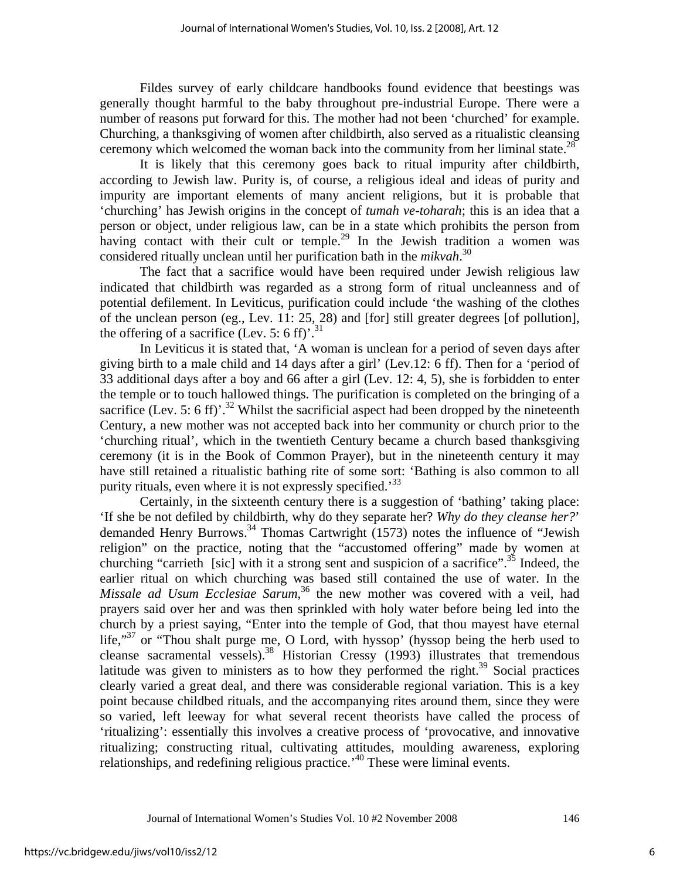Fildes survey of early childcare handbooks found evidence that beestings was generally thought harmful to the baby throughout pre-industrial Europe. There were a number of reasons put forward for this. The mother had not been 'churched' for example. Churching, a thanksgiving of women after childbirth, also served as a ritualistic cleansing ceremony which welcomed the woman back into the community from her liminal state.[28]

It is likely that this ceremony goes back to ritual impurity after childbirth, according to Jewish law. Purity is, of course, a religious ideal and ideas of purity and impurity are important elements of many ancient religions, but it is probable that 'churching' has Jewish origins in the concept of *tumah ve-toharah*; this is an idea that a person or object, under religious law, can be in a state which prohibits the person from having contact with their cult or temple.[29] In the Jewish tradition a women was considered ritually unclean until her purification bath in the *mikvah*.[30]

The fact that a sacrifice would have been required under Jewish religious law indicated that childbirth was regarded as a strong form of ritual uncleanness and of potential defilement. In Leviticus, purification could include 'the washing of the clothes of the unclean person (eg., Lev. 11: 25, 28) and [for] still greater degrees [of pollution], the offering of a sacrifice (Lev. 5: 6 ff)'.[31]

In Leviticus it is stated that, 'A woman is unclean for a period of seven days after giving birth to a male child and 14 days after a girl' (Lev.12: 6 ff). Then for a 'period of 33 additional days after a boy and 66 after a girl (Lev. 12: 4, 5), she is forbidden to enter the temple or to touch hallowed things. The purification is completed on the bringing of a sacrifice (Lev. 5: 6 ff)'.[32] Whilst the sacrificial aspect had been dropped by the nineteenth Century, a new mother was not accepted back into her community or church prior to the 'churching ritual', which in the twentieth Century became a church based thanksgiving ceremony (it is in the Book of Common Prayer), but in the nineteenth century it may have still retained a ritualistic bathing rite of some sort: 'Bathing is also common to all purity rituals, even where it is not expressly specified.'[33]

Certainly, in the sixteenth century there is a suggestion of 'bathing' taking place: 'If she be not defiled by childbirth, why do they separate her? *Why do they cleanse her?*' demanded Henry Burrows.[34] Thomas Cartwright (1573) notes the influence of "Jewish religion" on the practice, noting that the "accustomed offering" made by women at churching "carrieth [sic] with it a strong sent and suspicion of a sacrifice".[35] Indeed, the earlier ritual on which churching was based still contained the use of water. In the *Missale ad Usum Ecclesiae Sarum*,[36] the new mother was covered with a veil, had prayers said over her and was then sprinkled with holy water before being led into the church by a priest saying, "Enter into the temple of God, that thou mayest have eternal life,"[37] or "Thou shalt purge me, O Lord, with hyssop' (hyssop being the herb used to cleanse sacramental vessels).[38] Historian Cressy (1993) illustrates that tremendous latitude was given to ministers as to how they performed the right.[39] Social practices clearly varied a great deal, and there was considerable regional variation. This is a key point because childbed rituals, and the accompanying rites around them, since they were so varied, left leeway for what several recent theorists have called the process of 'ritualizing': essentially this involves a creative process of 'provocative, and innovative ritualizing; constructing ritual, cultivating attitudes, moulding awareness, exploring relationships, and redefining religious practice.'[40] These were liminal events.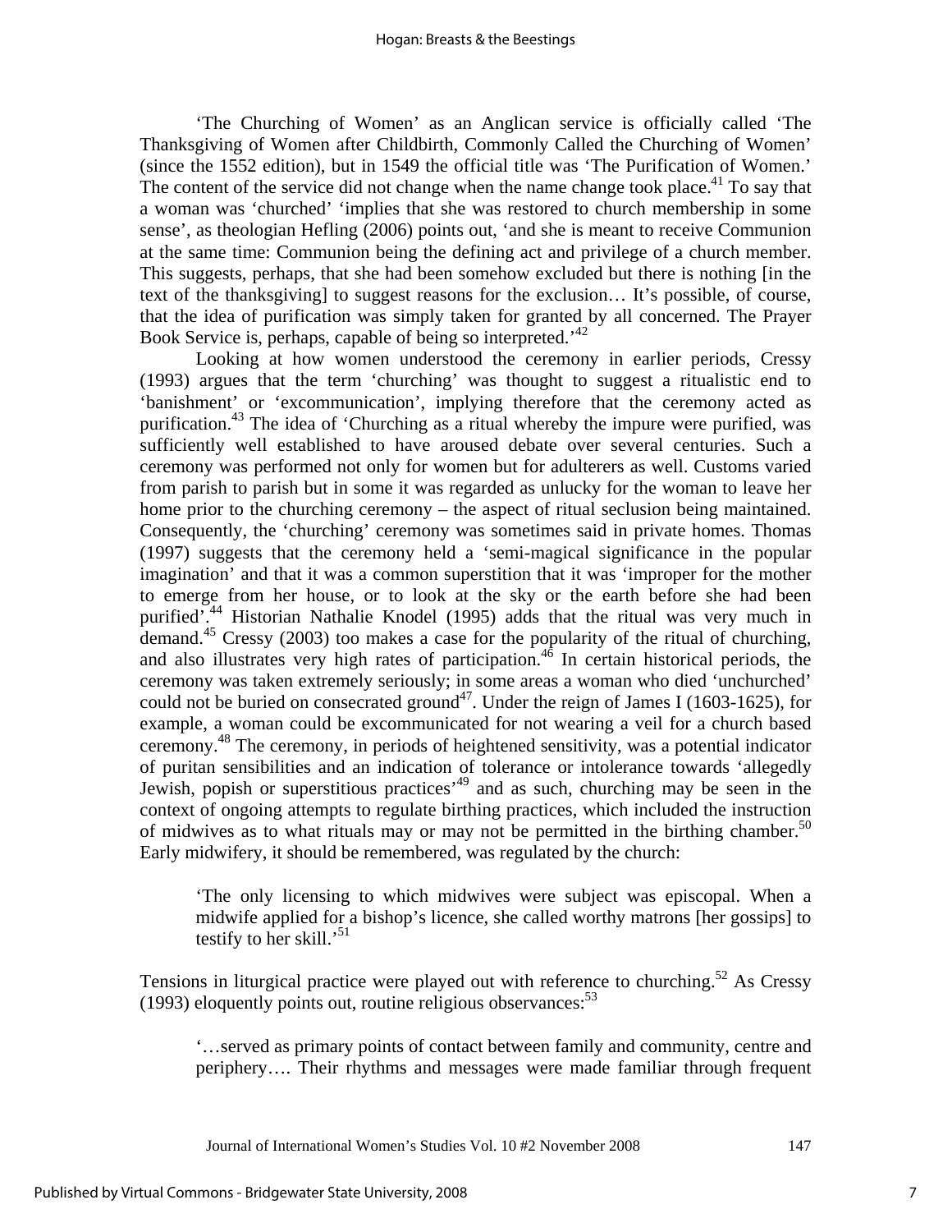'The Churching of Women' as an Anglican service is officially called 'The Thanksgiving of Women after Childbirth, Commonly Called the Churching of Women' (since the 1552 edition), but in 1549 the official title was 'The Purification of Women.' The content of the service did not change when the name change took place.[41] To say that a woman was 'churched' 'implies that she was restored to church membership in some sense', as theologian Hefling (2006) points out, 'and she is meant to receive Communion at the same time: Communion being the defining act and privilege of a church member. This suggests, perhaps, that she had been somehow excluded but there is nothing [in the text of the thanksgiving] to suggest reasons for the exclusion… It's possible, of course, that the idea of purification was simply taken for granted by all concerned. The Prayer Book Service is, perhaps, capable of being so interpreted.'[42]

Looking at how women understood the ceremony in earlier periods, Cressy (1993) argues that the term 'churching' was thought to suggest a ritualistic end to 'banishment' or 'excommunication', implying therefore that the ceremony acted as purification.[43] The idea of 'Churching as a ritual whereby the impure were purified, was sufficiently well established to have aroused debate over several centuries. Such a ceremony was performed not only for women but for adulterers as well. Customs varied from parish to parish but in some it was regarded as unlucky for the woman to leave her home prior to the churching ceremony – the aspect of ritual seclusion being maintained. Consequently, the 'churching' ceremony was sometimes said in private homes. Thomas (1997) suggests that the ceremony held a 'semi-magical significance in the popular imagination' and that it was a common superstition that it was 'improper for the mother to emerge from her house, or to look at the sky or the earth before she had been purified'.[44] Historian Nathalie Knodel (1995) adds that the ritual was very much in demand.[45] Cressy (2003) too makes a case for the popularity of the ritual of churching, and also illustrates very high rates of participation.[46] In certain historical periods, the ceremony was taken extremely seriously; in some areas a woman who died 'unchurched' could not be buried on consecrated ground[47]. Under the reign of James I (1603-1625), for example, a woman could be excommunicated for not wearing a veil for a church based ceremony.[48] The ceremony, in periods of heightened sensitivity, was a potential indicator of puritan sensibilities and an indication of tolerance or intolerance towards 'allegedly Jewish, popish or superstitious practices'[49] and as such, churching may be seen in the context of ongoing attempts to regulate birthing practices, which included the instruction of midwives as to what rituals may or may not be permitted in the birthing chamber.[50] Early midwifery, it should be remembered, was regulated by the church:

> 'The only licensing to which midwives were subject was episcopal. When a midwife applied for a bishop's licence, she called worthy matrons [her gossips] to testify to her skill.'[51]

Tensions in liturgical practice were played out with reference to churching.[52] As Cressy (1993) eloquently points out, routine religious observances:[53]

> '…served as primary points of contact between family and community, centre and periphery…. Their rhythms and messages were made familiar through frequent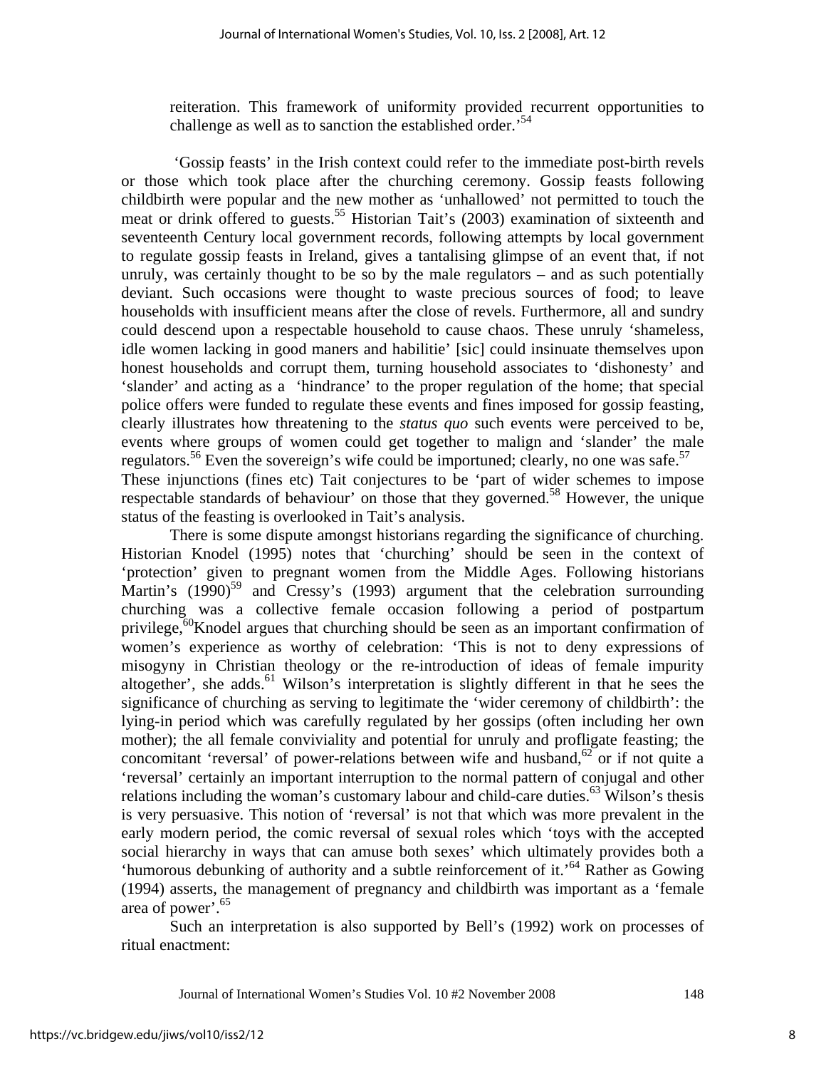reiteration. This framework of uniformity provided recurrent opportunities to challenge as well as to sanction the established order.'[54]

'Gossip feasts' in the Irish context could refer to the immediate post-birth revels or those which took place after the churching ceremony. Gossip feasts following childbirth were popular and the new mother as 'unhallowed' not permitted to touch the meat or drink offered to guests.[55] Historian Tait's (2003) examination of sixteenth and seventeenth Century local government records, following attempts by local government to regulate gossip feasts in Ireland, gives a tantalising glimpse of an event that, if not unruly, was certainly thought to be so by the male regulators – and as such potentially deviant. Such occasions were thought to waste precious sources of food; to leave households with insufficient means after the close of revels. Furthermore, all and sundry could descend upon a respectable household to cause chaos. These unruly 'shameless, idle women lacking in good maners and habilitie' [sic] could insinuate themselves upon honest households and corrupt them, turning household associates to 'dishonesty' and 'slander' and acting as a 'hindrance' to the proper regulation of the home; that special police offers were funded to regulate these events and fines imposed for gossip feasting, clearly illustrates how threatening to the *status quo* such events were perceived to be, events where groups of women could get together to malign and 'slander' the male regulators.[56] Even the sovereign's wife could be importuned; clearly, no one was safe.[57] These injunctions (fines etc) Tait conjectures to be 'part of wider schemes to impose respectable standards of behaviour' on those that they governed.[58] However, the unique status of the feasting is overlooked in Tait's analysis.

There is some dispute amongst historians regarding the significance of churching. Historian Knodel (1995) notes that 'churching' should be seen in the context of 'protection' given to pregnant women from the Middle Ages. Following historians Martin's (1990)[59] and Cressy's (1993) argument that the celebration surrounding churching was a collective female occasion following a period of postpartum privilege,[60] Knodel argues that churching should be seen as an important confirmation of women's experience as worthy of celebration: 'This is not to deny expressions of misogyny in Christian theology or the re-introduction of ideas of female impurity altogether', she adds.[61] Wilson's interpretation is slightly different in that he sees the significance of churching as serving to legitimate the 'wider ceremony of childbirth': the lying-in period which was carefully regulated by her gossips (often including her own mother); the all female conviviality and potential for unruly and profligate feasting; the concomitant 'reversal' of power-relations between wife and husband,[62] or if not quite a 'reversal' certainly an important interruption to the normal pattern of conjugal and other relations including the woman's customary labour and child-care duties.[63] Wilson's thesis is very persuasive. This notion of 'reversal' is not that which was more prevalent in the early modern period, the comic reversal of sexual roles which 'toys with the accepted social hierarchy in ways that can amuse both sexes' which ultimately provides both a 'humorous debunking of authority and a subtle reinforcement of it.'[64] Rather as Gowing (1994) asserts, the management of pregnancy and childbirth was important as a 'female area of power'.[65]

Such an interpretation is also supported by Bell's (1992) work on processes of ritual enactment: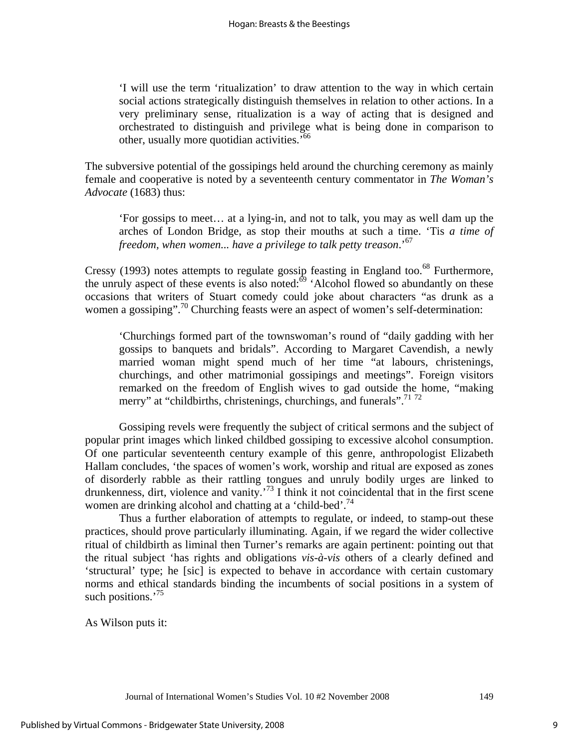> 'I will use the term 'ritualization' to draw attention to the way in which certain social actions strategically distinguish themselves in relation to other actions. In a very preliminary sense, ritualization is a way of acting that is designed and orchestrated to distinguish and privilege what is being done in comparison to other, usually more quotidian activities.'[66]

The subversive potential of the gossipings held around the churching ceremony as mainly female and cooperative is noted by a seventeenth century commentator in *The Woman's Advocate* (1683) thus:

> 'For gossips to meet… at a lying-in, and not to talk, you may as well dam up the arches of London Bridge, as stop their mouths at such a time. 'Tis *a time of freedom, when women... have a privilege to talk petty treason*.'[67]

Cressy (1993) notes attempts to regulate gossip feasting in England too.[68] Furthermore, the unruly aspect of these events is also noted:[69] 'Alcohol flowed so abundantly on these occasions that writers of Stuart comedy could joke about characters "as drunk as a women a gossiping".[70] Churching feasts were an aspect of women's self-determination:

> 'Churchings formed part of the townswoman's round of "daily gadding with her gossips to banquets and bridals". According to Margaret Cavendish, a newly married woman might spend much of her time "at labours, christenings, churchings, and other matrimonial gossipings and meetings". Foreign visitors remarked on the freedom of English wives to gad outside the home, "making merry" at "childbirths, christenings, churchings, and funerals".[71] [72]

Gossiping revels were frequently the subject of critical sermons and the subject of popular print images which linked childbed gossiping to excessive alcohol consumption. Of one particular seventeenth century example of this genre, anthropologist Elizabeth Hallam concludes, 'the spaces of women's work, worship and ritual are exposed as zones of disorderly rabble as their rattling tongues and unruly bodily urges are linked to drunkenness, dirt, violence and vanity.'[73] I think it not coincidental that in the first scene women are drinking alcohol and chatting at a 'child-bed'.[74]

Thus a further elaboration of attempts to regulate, or indeed, to stamp-out these practices, should prove particularly illuminating. Again, if we regard the wider collective ritual of childbirth as liminal then Turner's remarks are again pertinent: pointing out that the ritual subject 'has rights and obligations *vis-à-vis* others of a clearly defined and 'structural' type; he [sic] is expected to behave in accordance with certain customary norms and ethical standards binding the incumbents of social positions in a system of such positions.'[75]

As Wilson puts it: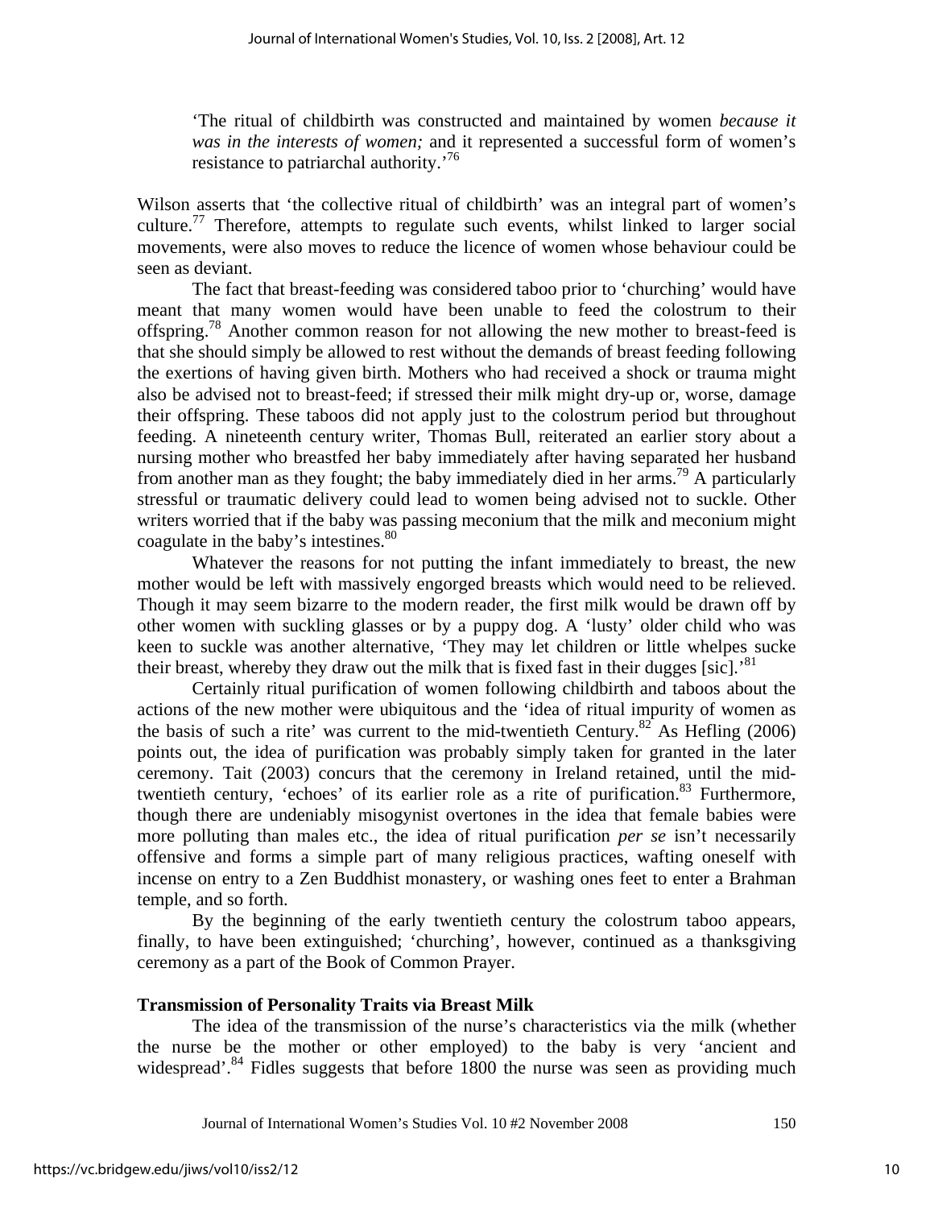> 'The ritual of childbirth was constructed and maintained by women *because it was in the interests of women;* and it represented a successful form of women's resistance to patriarchal authority.'[76]

Wilson asserts that 'the collective ritual of childbirth' was an integral part of women's culture.[77] Therefore, attempts to regulate such events, whilst linked to larger social movements, were also moves to reduce the licence of women whose behaviour could be seen as deviant.

The fact that breast-feeding was considered taboo prior to 'churching' would have meant that many women would have been unable to feed the colostrum to their offspring.[78] Another common reason for not allowing the new mother to breast-feed is that she should simply be allowed to rest without the demands of breast feeding following the exertions of having given birth. Mothers who had received a shock or trauma might also be advised not to breast-feed; if stressed their milk might dry-up or, worse, damage their offspring. These taboos did not apply just to the colostrum period but throughout feeding. A nineteenth century writer, Thomas Bull, reiterated an earlier story about a nursing mother who breastfed her baby immediately after having separated her husband from another man as they fought; the baby immediately died in her arms.[79] A particularly stressful or traumatic delivery could lead to women being advised not to suckle. Other writers worried that if the baby was passing meconium that the milk and meconium might coagulate in the baby's intestines.[80]

Whatever the reasons for not putting the infant immediately to breast, the new mother would be left with massively engorged breasts which would need to be relieved. Though it may seem bizarre to the modern reader, the first milk would be drawn off by other women with suckling glasses or by a puppy dog. A 'lusty' older child who was keen to suckle was another alternative, 'They may let children or little whelpes sucke their breast, whereby they draw out the milk that is fixed fast in their dugges [sic].'[81]

Certainly ritual purification of women following childbirth and taboos about the actions of the new mother were ubiquitous and the 'idea of ritual impurity of women as the basis of such a rite' was current to the mid-twentieth Century.[82] As Hefling (2006) points out, the idea of purification was probably simply taken for granted in the later ceremony. Tait (2003) concurs that the ceremony in Ireland retained, until the mid-twentieth century, 'echoes' of its earlier role as a rite of purification.[83] Furthermore, though there are undeniably misogynist overtones in the idea that female babies were more polluting than males etc., the idea of ritual purification *per se* isn't necessarily offensive and forms a simple part of many religious practices, wafting oneself with incense on entry to a Zen Buddhist monastery, or washing ones feet to enter a Brahman temple, and so forth.

By the beginning of the early twentieth century the colostrum taboo appears, finally, to have been extinguished; 'churching', however, continued as a thanksgiving ceremony as a part of the Book of Common Prayer.

**Transmission of Personality Traits via Breast Milk**

The idea of the transmission of the nurse's characteristics via the milk (whether the nurse be the mother or other employed) to the baby is very 'ancient and widespread'.[84] Fidles suggests that before 1800 the nurse was seen as providing much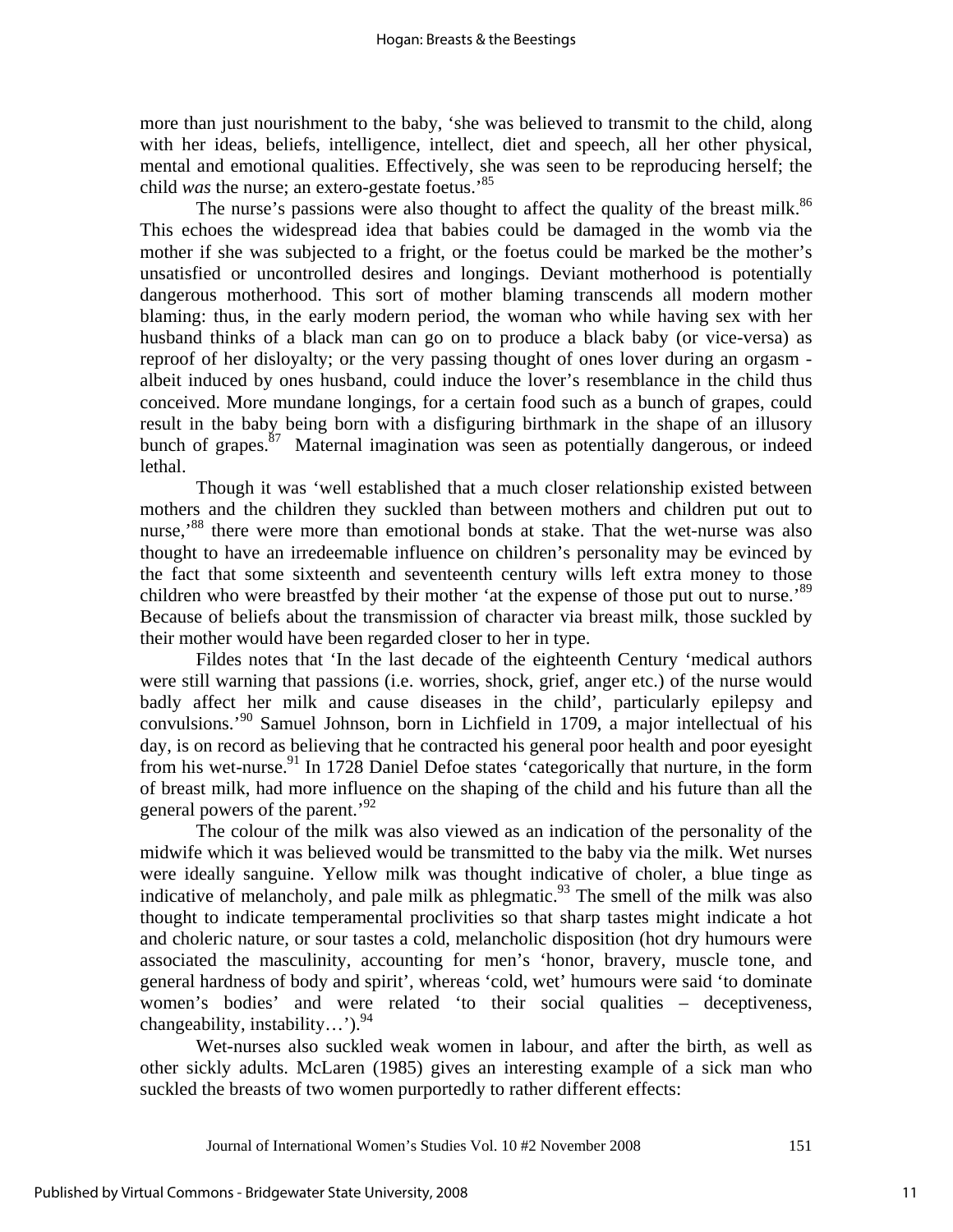more than just nourishment to the baby, 'she was believed to transmit to the child, along with her ideas, beliefs, intelligence, intellect, diet and speech, all her other physical, mental and emotional qualities. Effectively, she was seen to be reproducing herself; the child *was* the nurse; an extero-gestate foetus.'[85]

The nurse's passions were also thought to affect the quality of the breast milk.[86] This echoes the widespread idea that babies could be damaged in the womb via the mother if she was subjected to a fright, or the foetus could be marked be the mother's unsatisfied or uncontrolled desires and longings. Deviant motherhood is potentially dangerous motherhood. This sort of mother blaming transcends all modern mother blaming: thus, in the early modern period, the woman who while having sex with her husband thinks of a black man can go on to produce a black baby (or vice-versa) as reproof of her disloyalty; or the very passing thought of ones lover during an orgasm - albeit induced by ones husband, could induce the lover's resemblance in the child thus conceived. More mundane longings, for a certain food such as a bunch of grapes, could result in the baby being born with a disfiguring birthmark in the shape of an illusory bunch of grapes.[87] Maternal imagination was seen as potentially dangerous, or indeed lethal.

Though it was 'well established that a much closer relationship existed between mothers and the children they suckled than between mothers and children put out to nurse,'[88] there were more than emotional bonds at stake. That the wet-nurse was also thought to have an irredeemable influence on children's personality may be evinced by the fact that some sixteenth and seventeenth century wills left extra money to those children who were breastfed by their mother 'at the expense of those put out to nurse.'[89] Because of beliefs about the transmission of character via breast milk, those suckled by their mother would have been regarded closer to her in type.

Fildes notes that 'In the last decade of the eighteenth Century 'medical authors were still warning that passions (i.e. worries, shock, grief, anger etc.) of the nurse would badly affect her milk and cause diseases in the child', particularly epilepsy and convulsions.'[90] Samuel Johnson, born in Lichfield in 1709, a major intellectual of his day, is on record as believing that he contracted his general poor health and poor eyesight from his wet-nurse.[91] In 1728 Daniel Defoe states 'categorically that nurture, in the form of breast milk, had more influence on the shaping of the child and his future than all the general powers of the parent.'[92]

The colour of the milk was also viewed as an indication of the personality of the midwife which it was believed would be transmitted to the baby via the milk. Wet nurses were ideally sanguine. Yellow milk was thought indicative of choler, a blue tinge as indicative of melancholy, and pale milk as phlegmatic.[93] The smell of the milk was also thought to indicate temperamental proclivities so that sharp tastes might indicate a hot and choleric nature, or sour tastes a cold, melancholic disposition (hot dry humours were associated the masculinity, accounting for men's 'honor, bravery, muscle tone, and general hardness of body and spirit', whereas 'cold, wet' humours were said 'to dominate women's bodies' and were related 'to their social qualities – deceptiveness, changeability, instability…').[94]

Wet-nurses also suckled weak women in labour, and after the birth, as well as other sickly adults. McLaren (1985) gives an interesting example of a sick man who suckled the breasts of two women purportedly to rather different effects: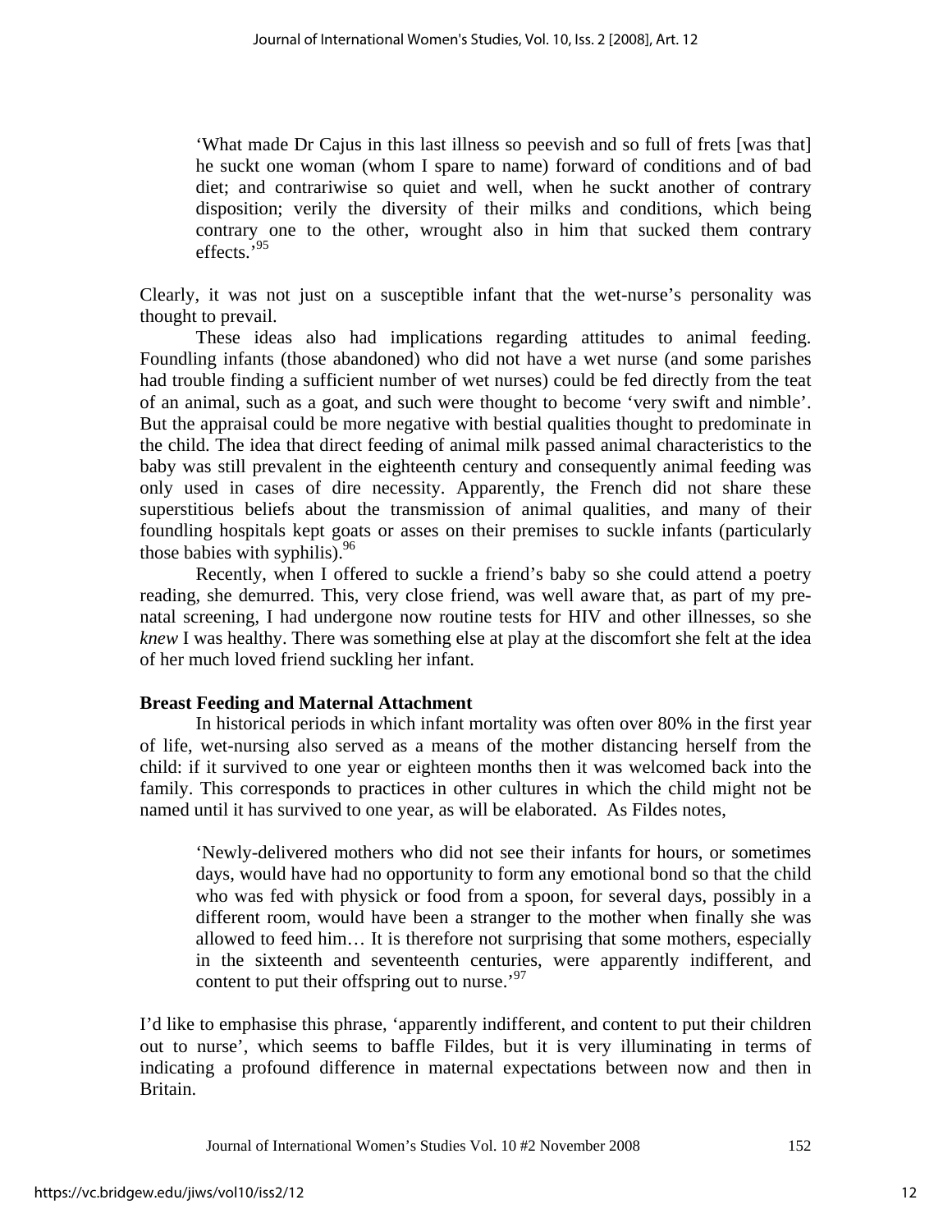> 'What made Dr Cajus in this last illness so peevish and so full of frets [was that] he suckt one woman (whom I spare to name) forward of conditions and of bad diet; and contrariwise so quiet and well, when he suckt another of contrary disposition; verily the diversity of their milks and conditions, which being contrary one to the other, wrought also in him that sucked them contrary effects.'[95]

Clearly, it was not just on a susceptible infant that the wet-nurse's personality was thought to prevail.

These ideas also had implications regarding attitudes to animal feeding. Foundling infants (those abandoned) who did not have a wet nurse (and some parishes had trouble finding a sufficient number of wet nurses) could be fed directly from the teat of an animal, such as a goat, and such were thought to become 'very swift and nimble'. But the appraisal could be more negative with bestial qualities thought to predominate in the child. The idea that direct feeding of animal milk passed animal characteristics to the baby was still prevalent in the eighteenth century and consequently animal feeding was only used in cases of dire necessity. Apparently, the French did not share these superstitious beliefs about the transmission of animal qualities, and many of their foundling hospitals kept goats or asses on their premises to suckle infants (particularly those babies with syphilis).[96]

Recently, when I offered to suckle a friend's baby so she could attend a poetry reading, she demurred. This, very close friend, was well aware that, as part of my pre-natal screening, I had undergone now routine tests for HIV and other illnesses, so she *knew* I was healthy. There was something else at play at the discomfort she felt at the idea of her much loved friend suckling her infant.

**Breast Feeding and Maternal Attachment**

In historical periods in which infant mortality was often over 80% in the first year of life, wet-nursing also served as a means of the mother distancing herself from the child: if it survived to one year or eighteen months then it was welcomed back into the family. This corresponds to practices in other cultures in which the child might not be named until it has survived to one year, as will be elaborated. As Fildes notes,

> 'Newly-delivered mothers who did not see their infants for hours, or sometimes days, would have had no opportunity to form any emotional bond so that the child who was fed with physick or food from a spoon, for several days, possibly in a different room, would have been a stranger to the mother when finally she was allowed to feed him… It is therefore not surprising that some mothers, especially in the sixteenth and seventeenth centuries, were apparently indifferent, and content to put their offspring out to nurse.'[97]

I'd like to emphasise this phrase, 'apparently indifferent, and content to put their children out to nurse', which seems to baffle Fildes, but it is very illuminating in terms of indicating a profound difference in maternal expectations between now and then in Britain.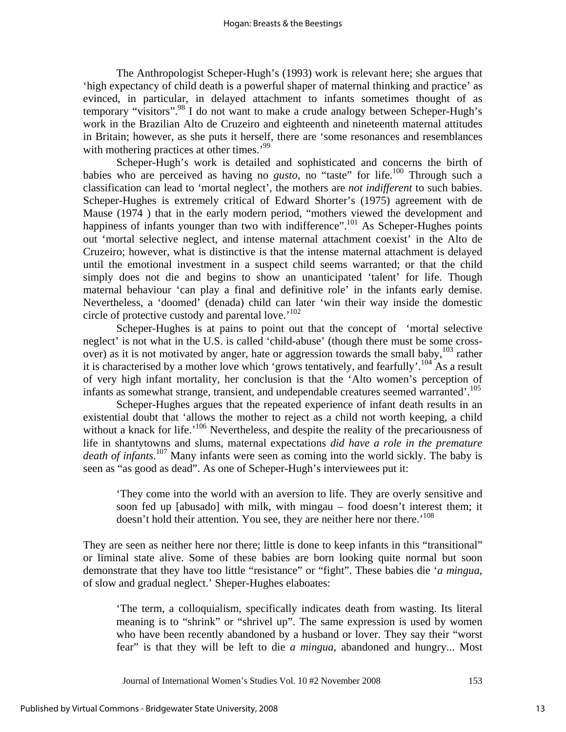The Anthropologist Scheper-Hugh's (1993) work is relevant here; she argues that 'high expectancy of child death is a powerful shaper of maternal thinking and practice' as evinced, in particular, in delayed attachment to infants sometimes thought of as temporary "visitors".[98] I do not want to make a crude analogy between Scheper-Hugh's work in the Brazilian Alto de Cruzeiro and eighteenth and nineteenth maternal attitudes in Britain; however, as she puts it herself, there are 'some resonances and resemblances with mothering practices at other times.'[99]

Scheper-Hugh's work is detailed and sophisticated and concerns the birth of babies who are perceived as having no *gusto*, no "taste" for life.[100] Through such a classification can lead to 'mortal neglect', the mothers are *not indifferent* to such babies. Scheper-Hughes is extremely critical of Edward Shorter's (1975) agreement with de Mause (1974 ) that in the early modern period, "mothers viewed the development and happiness of infants younger than two with indifference".[101] As Scheper-Hughes points out 'mortal selective neglect, and intense maternal attachment coexist' in the Alto de Cruzeiro; however, what is distinctive is that the intense maternal attachment is delayed until the emotional investment in a suspect child seems warranted; or that the child simply does not die and begins to show an unanticipated 'talent' for life. Though maternal behaviour 'can play a final and definitive role' in the infants early demise. Nevertheless, a 'doomed' (denada) child can later 'win their way inside the domestic circle of protective custody and parental love.'[102]

Scheper-Hughes is at pains to point out that the concept of 'mortal selective neglect' is not what in the U.S. is called 'child-abuse' (though there must be some cross-over) as it is not motivated by anger, hate or aggression towards the small baby,[103] rather it is characterised by a mother love which 'grows tentatively, and fearfully'.[104] As a result of very high infant mortality, her conclusion is that the 'Alto women's perception of infants as somewhat strange, transient, and undependable creatures seemed warranted'.[105]

Scheper-Hughes argues that the repeated experience of infant death results in an existential doubt that 'allows the mother to reject as a child not worth keeping, a child without a knack for life.'[106] Nevertheless, and despite the reality of the precariousness of life in shantytowns and slums, maternal expectations *did have a role in the premature death of infants*.[107] Many infants were seen as coming into the world sickly. The baby is seen as "as good as dead". As one of Scheper-Hugh's interviewees put it:

> 'They come into the world with an aversion to life. They are overly sensitive and soon fed up [abusado] with milk, with mingau – food doesn't interest them; it doesn't hold their attention. You see, they are neither here nor there.'[108]

They are seen as neither here nor there; little is done to keep infants in this "transitional" or liminal state alive. Some of these babies are born looking quite normal but soon demonstrate that they have too little "resistance" or "fight". These babies die '*a mingua*, of slow and gradual neglect.' Sheper-Hughes elaboates:

> 'The term, a colloquialism, specifically indicates death from wasting. Its literal meaning is to "shrink" or "shrivel up". The same expression is used by women who have been recently abandoned by a husband or lover. They say their "worst fear" is that they will be left to die *a mingua*, abandoned and hungry... Most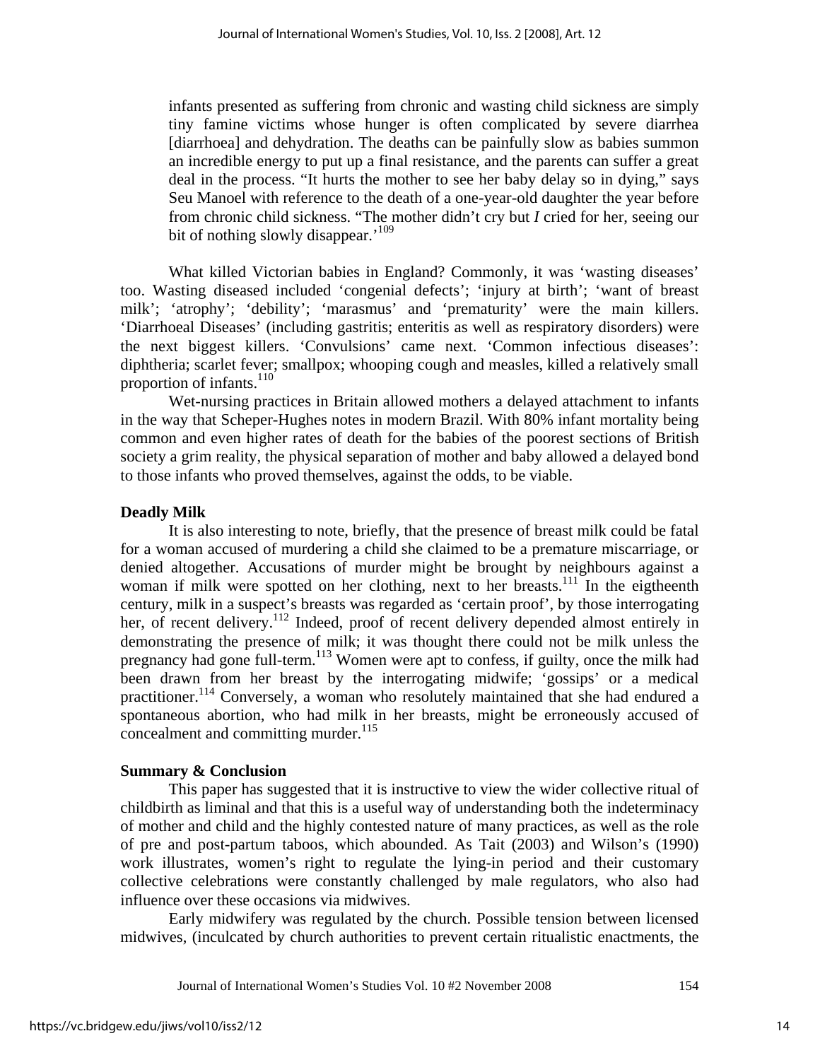infants presented as suffering from chronic and wasting child sickness are simply tiny famine victims whose hunger is often complicated by severe diarrhea [diarrhoea] and dehydration. The deaths can be painfully slow as babies summon an incredible energy to put up a final resistance, and the parents can suffer a great deal in the process. "It hurts the mother to see her baby delay so in dying," says Seu Manoel with reference to the death of a one-year-old daughter the year before from chronic child sickness. "The mother didn't cry but *I* cried for her, seeing our bit of nothing slowly disappear.'[109]

What killed Victorian babies in England? Commonly, it was 'wasting diseases' too. Wasting diseased included 'congenial defects'; 'injury at birth'; 'want of breast milk'; 'atrophy'; 'debility'; 'marasmus' and 'prematurity' were the main killers. 'Diarrhoeal Diseases' (including gastritis; enteritis as well as respiratory disorders) were the next biggest killers. 'Convulsions' came next. 'Common infectious diseases': diphtheria; scarlet fever; smallpox; whooping cough and measles, killed a relatively small proportion of infants.[110]

Wet-nursing practices in Britain allowed mothers a delayed attachment to infants in the way that Scheper-Hughes notes in modern Brazil. With 80% infant mortality being common and even higher rates of death for the babies of the poorest sections of British society a grim reality, the physical separation of mother and baby allowed a delayed bond to those infants who proved themselves, against the odds, to be viable.

**Deadly Milk**

It is also interesting to note, briefly, that the presence of breast milk could be fatal for a woman accused of murdering a child she claimed to be a premature miscarriage, or denied altogether. Accusations of murder might be brought by neighbours against a woman if milk were spotted on her clothing, next to her breasts.[111] In the eigtheenth century, milk in a suspect's breasts was regarded as 'certain proof', by those interrogating her, of recent delivery.[112] Indeed, proof of recent delivery depended almost entirely in demonstrating the presence of milk; it was thought there could not be milk unless the pregnancy had gone full-term.[113] Women were apt to confess, if guilty, once the milk had been drawn from her breast by the interrogating midwife; 'gossips' or a medical practitioner.[114] Conversely, a woman who resolutely maintained that she had endured a spontaneous abortion, who had milk in her breasts, might be erroneously accused of concealment and committing murder.[115]

**Summary & Conclusion**

This paper has suggested that it is instructive to view the wider collective ritual of childbirth as liminal and that this is a useful way of understanding both the indeterminacy of mother and child and the highly contested nature of many practices, as well as the role of pre and post-partum taboos, which abounded. As Tait (2003) and Wilson's (1990) work illustrates, women's right to regulate the lying-in period and their customary collective celebrations were constantly challenged by male regulators, who also had influence over these occasions via midwives.

Early midwifery was regulated by the church. Possible tension between licensed midwives, (inculcated by church authorities to prevent certain ritualistic enactments, the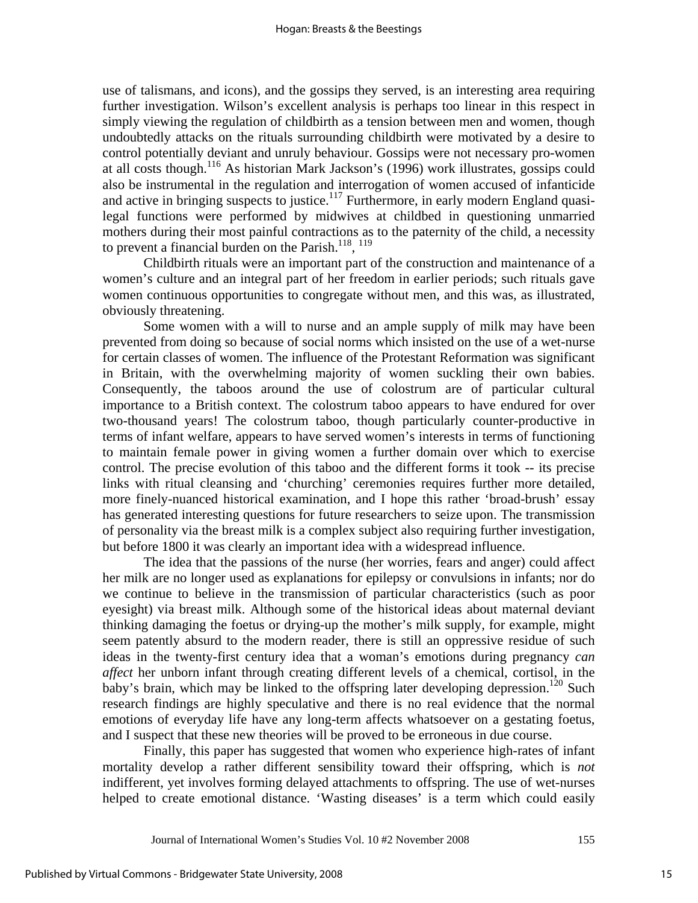use of talismans, and icons), and the gossips they served, is an interesting area requiring further investigation. Wilson's excellent analysis is perhaps too linear in this respect in simply viewing the regulation of childbirth as a tension between men and women, though undoubtedly attacks on the rituals surrounding childbirth were motivated by a desire to control potentially deviant and unruly behaviour. Gossips were not necessary pro-women at all costs though.[116] As historian Mark Jackson's (1996) work illustrates, gossips could also be instrumental in the regulation and interrogation of women accused of infanticide and active in bringing suspects to justice.[117] Furthermore, in early modern England quasi-legal functions were performed by midwives at childbed in questioning unmarried mothers during their most painful contractions as to the paternity of the child, a necessity to prevent a financial burden on the Parish.[118], [119]

Childbirth rituals were an important part of the construction and maintenance of a women's culture and an integral part of her freedom in earlier periods; such rituals gave women continuous opportunities to congregate without men, and this was, as illustrated, obviously threatening.

Some women with a will to nurse and an ample supply of milk may have been prevented from doing so because of social norms which insisted on the use of a wet-nurse for certain classes of women. The influence of the Protestant Reformation was significant in Britain, with the overwhelming majority of women suckling their own babies. Consequently, the taboos around the use of colostrum are of particular cultural importance to a British context. The colostrum taboo appears to have endured for over two-thousand years! The colostrum taboo, though particularly counter-productive in terms of infant welfare, appears to have served women's interests in terms of functioning to maintain female power in giving women a further domain over which to exercise control. The precise evolution of this taboo and the different forms it took -- its precise links with ritual cleansing and 'churching' ceremonies requires further more detailed, more finely-nuanced historical examination, and I hope this rather 'broad-brush' essay has generated interesting questions for future researchers to seize upon. The transmission of personality via the breast milk is a complex subject also requiring further investigation, but before 1800 it was clearly an important idea with a widespread influence.

The idea that the passions of the nurse (her worries, fears and anger) could affect her milk are no longer used as explanations for epilepsy or convulsions in infants; nor do we continue to believe in the transmission of particular characteristics (such as poor eyesight) via breast milk. Although some of the historical ideas about maternal deviant thinking damaging the foetus or drying-up the mother's milk supply, for example, might seem patently absurd to the modern reader, there is still an oppressive residue of such ideas in the twenty-first century idea that a woman's emotions during pregnancy *can affect* her unborn infant through creating different levels of a chemical, cortisol, in the baby's brain, which may be linked to the offspring later developing depression.[120] Such research findings are highly speculative and there is no real evidence that the normal emotions of everyday life have any long-term affects whatsoever on a gestating foetus, and I suspect that these new theories will be proved to be erroneous in due course.

Finally, this paper has suggested that women who experience high-rates of infant mortality develop a rather different sensibility toward their offspring, which is *not* indifferent, yet involves forming delayed attachments to offspring. The use of wet-nurses helped to create emotional distance. 'Wasting diseases' is a term which could easily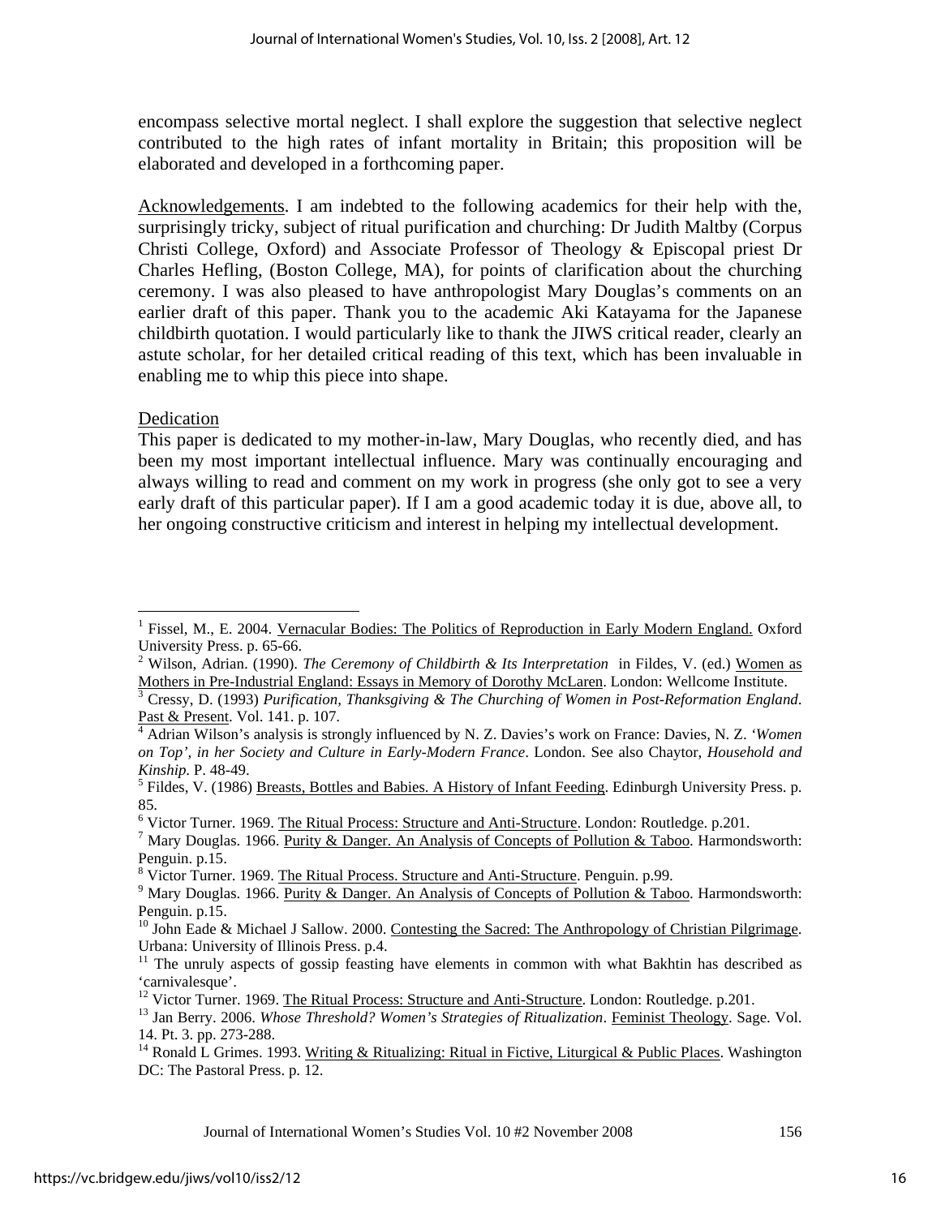encompass selective mortal neglect. I shall explore the suggestion that selective neglect contributed to the high rates of infant mortality in Britain; this proposition will be elaborated and developed in a forthcoming paper.

Acknowledgements. I am indebted to the following academics for their help with the, surprisingly tricky, subject of ritual purification and churching: Dr Judith Maltby (Corpus Christi College, Oxford) and Associate Professor of Theology & Episcopal priest Dr Charles Hefling, (Boston College, MA), for points of clarification about the churching ceremony. I was also pleased to have anthropologist Mary Douglas's comments on an earlier draft of this paper. Thank you to the academic Aki Katayama for the Japanese childbirth quotation. I would particularly like to thank the JIWS critical reader, clearly an astute scholar, for her detailed critical reading of this text, which has been invaluable in enabling me to whip this piece into shape.

Dedication

This paper is dedicated to my mother-in-law, Mary Douglas, who recently died, and has been my most important intellectual influence. Mary was continually encouraging and always willing to read and comment on my work in progress (she only got to see a very early draft of this particular paper). If I am a good academic today it is due, above all, to her ongoing constructive criticism and interest in helping my intellectual development.

---

[1] Fissel, M., E. 2004. Vernacular Bodies: The Politics of Reproduction in Early Modern England. Oxford University Press. p. 65-66.

[2] Wilson, Adrian. (1990). *The Ceremony of Childbirth & Its Interpretation* in Fildes, V. (ed.) Women as Mothers in Pre-Industrial England: Essays in Memory of Dorothy McLaren. London: Wellcome Institute.

[3] Cressy, D. (1993) *Purification, Thanksgiving & The Churching of Women in Post-Reformation England*. Past & Present. Vol. 141. p. 107.

[4] Adrian Wilson's analysis is strongly influenced by N. Z. Davies's work on France: Davies, N. Z. *'Women on Top', in her Society and Culture in Early-Modern France*. London. See also Chaytor, *Household and Kinship*. P. 48-49.

[5] Fildes, V. (1986) Breasts, Bottles and Babies. A History of Infant Feeding. Edinburgh University Press. p. 85.

[6] Victor Turner. 1969. The Ritual Process: Structure and Anti-Structure. London: Routledge. p.201.

[7] Mary Douglas. 1966. Purity & Danger. An Analysis of Concepts of Pollution & Taboo. Harmondsworth: Penguin. p.15.

[8] Victor Turner. 1969. The Ritual Process. Structure and Anti-Structure. Penguin. p.99.

[9] Mary Douglas. 1966. Purity & Danger. An Analysis of Concepts of Pollution & Taboo. Harmondsworth: Penguin. p.15.

[10] John Eade & Michael J Sallow. 2000. Contesting the Sacred: The Anthropology of Christian Pilgrimage. Urbana: University of Illinois Press. p.4.

[11] The unruly aspects of gossip feasting have elements in common with what Bakhtin has described as 'carnivalesque'.

[12] Victor Turner. 1969. The Ritual Process: Structure and Anti-Structure. London: Routledge. p.201.

[13] Jan Berry. 2006. *Whose Threshold? Women's Strategies of Ritualization*. Feminist Theology. Sage. Vol. 14. Pt. 3. pp. 273-288.

[14] Ronald L Grimes. 1993. Writing & Ritualizing: Ritual in Fictive, Liturgical & Public Places. Washington DC: The Pastoral Press. p. 12.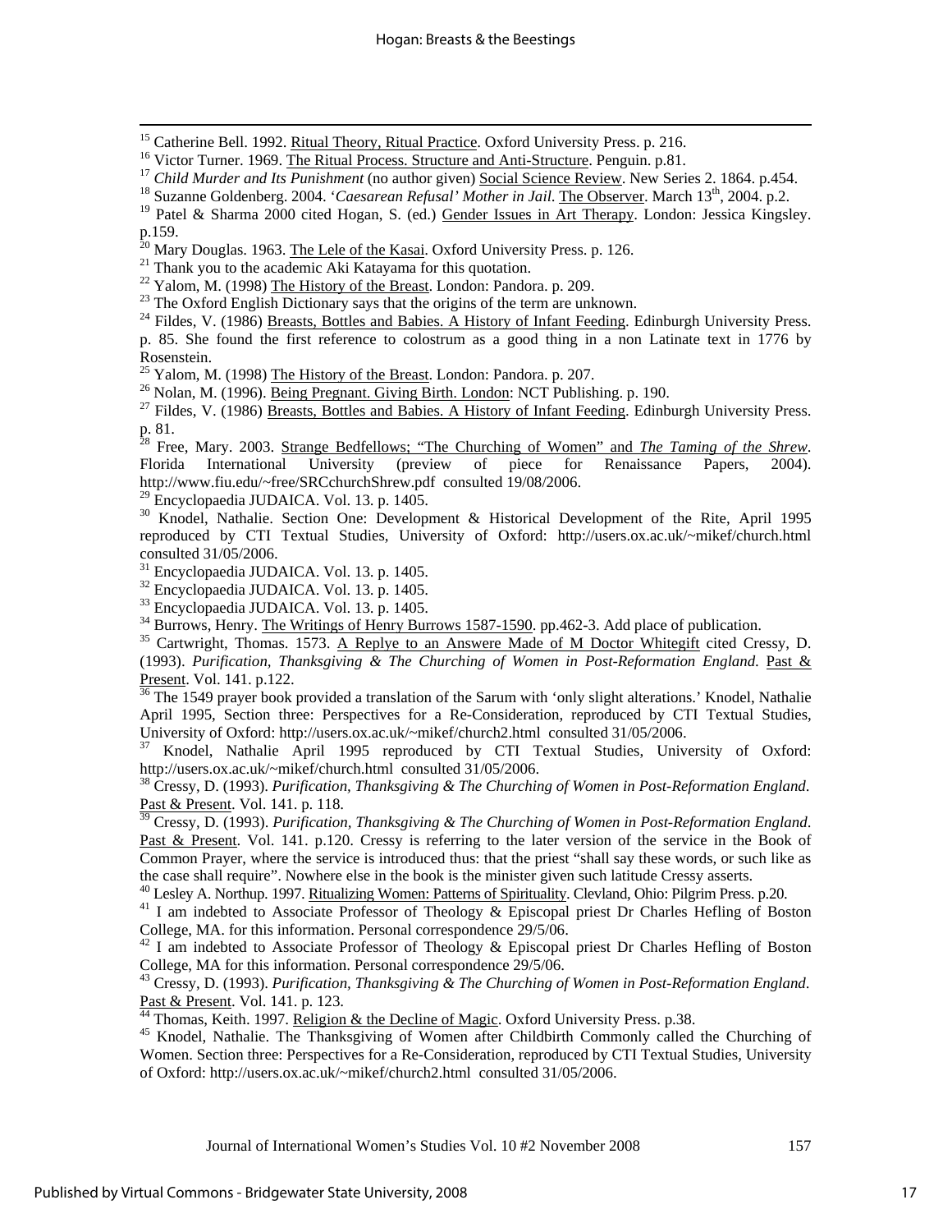[15] Catherine Bell. 1992. Ritual Theory, Ritual Practice. Oxford University Press. p. 216.

[16] Victor Turner. 1969. The Ritual Process. Structure and Anti-Structure. Penguin. p.81.

[17] *Child Murder and Its Punishment* (no author given) Social Science Review. New Series 2. 1864. p.454.

[18] Suzanne Goldenberg. 2004. '*Caesarean Refusal' Mother in Jail*. The Observer. March 13th, 2004. p.2.

[19] Patel & Sharma 2000 cited Hogan, S. (ed.) Gender Issues in Art Therapy. London: Jessica Kingsley. p.159.

[20] Mary Douglas. 1963. The Lele of the Kasai. Oxford University Press. p. 126.

[21] Thank you to the academic Aki Katayama for this quotation.

[22] Yalom, M. (1998) The History of the Breast. London: Pandora. p. 209.

[23] The Oxford English Dictionary says that the origins of the term are unknown.

[24] Fildes, V. (1986) Breasts, Bottles and Babies. A History of Infant Feeding. Edinburgh University Press. p. 85. She found the first reference to colostrum as a good thing in a non Latinate text in 1776 by Rosenstein.

[25] Yalom, M. (1998) The History of the Breast. London: Pandora. p. 207.

[26] Nolan, M. (1996). Being Pregnant. Giving Birth. London: NCT Publishing. p. 190.

[27] Fildes, V. (1986) Breasts, Bottles and Babies. A History of Infant Feeding. Edinburgh University Press. p. 81.

[28] Free, Mary. 2003. Strange Bedfellows; "The Churching of Women" and *The Taming of the Shrew*. Florida International University (preview of piece for Renaissance Papers, 2004). http://www.fiu.edu/~free/SRCchurchShrew.pdf consulted 19/08/2006.

[29] Encyclopaedia JUDAICA. Vol. 13. p. 1405.

[30] Knodel, Nathalie. Section One: Development & Historical Development of the Rite, April 1995 reproduced by CTI Textual Studies, University of Oxford: http://users.ox.ac.uk/~mikef/church.html consulted 31/05/2006.

[31] Encyclopaedia JUDAICA. Vol. 13. p. 1405.

[32] Encyclopaedia JUDAICA. Vol. 13. p. 1405.

[33] Encyclopaedia JUDAICA. Vol. 13. p. 1405.

[34] Burrows, Henry. The Writings of Henry Burrows 1587-1590. pp.462-3. Add place of publication.

[35] Cartwright, Thomas. 1573. A Replye to an Answere Made of M Doctor Whitegift cited Cressy, D. (1993). *Purification, Thanksgiving & The Churching of Women in Post-Reformation England*. Past & Present. Vol. 141. p.122.

[36] The 1549 prayer book provided a translation of the Sarum with 'only slight alterations.' Knodel, Nathalie April 1995, Section three: Perspectives for a Re-Consideration, reproduced by CTI Textual Studies, University of Oxford: http://users.ox.ac.uk/~mikef/church2.html consulted 31/05/2006.

[37] Knodel, Nathalie April 1995 reproduced by CTI Textual Studies, University of Oxford: http://users.ox.ac.uk/~mikef/church.html consulted 31/05/2006.

[38] Cressy, D. (1993). *Purification, Thanksgiving & The Churching of Women in Post-Reformation England*. Past & Present. Vol. 141. p. 118.

[39] Cressy, D. (1993). *Purification, Thanksgiving & The Churching of Women in Post-Reformation England*. Past & Present. Vol. 141. p.120. Cressy is referring to the later version of the service in the Book of Common Prayer, where the service is introduced thus: that the priest "shall say these words, or such like as the case shall require". Nowhere else in the book is the minister given such latitude Cressy asserts.

[40] Lesley A. Northup. 1997. Ritualizing Women: Patterns of Spirituality. Clevland, Ohio: Pilgrim Press. p.20.

[41] I am indebted to Associate Professor of Theology & Episcopal priest Dr Charles Hefling of Boston College, MA. for this information. Personal correspondence 29/5/06.

[42] I am indebted to Associate Professor of Theology & Episcopal priest Dr Charles Hefling of Boston College, MA for this information. Personal correspondence 29/5/06.

[43] Cressy, D. (1993). *Purification, Thanksgiving & The Churching of Women in Post-Reformation England*. Past & Present. Vol. 141. p. 123.

[44] Thomas, Keith. 1997. Religion & the Decline of Magic. Oxford University Press. p.38.

[45] Knodel, Nathalie. The Thanksgiving of Women after Childbirth Commonly called the Churching of Women. Section three: Perspectives for a Re-Consideration, reproduced by CTI Textual Studies, University of Oxford: http://users.ox.ac.uk/~mikef/church2.html consulted 31/05/2006.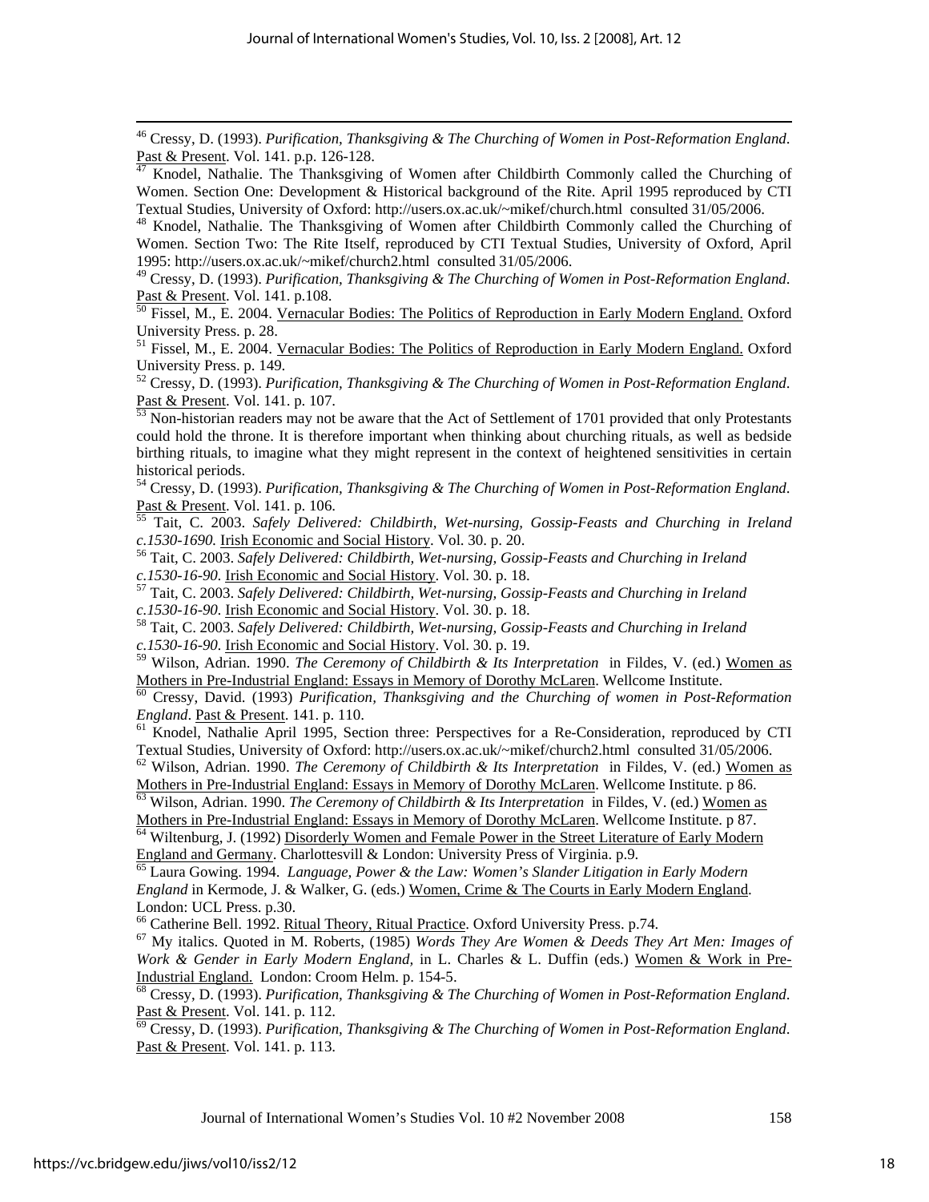[46] Cressy, D. (1993). *Purification, Thanksgiving & The Churching of Women in Post-Reformation England*. Past & Present. Vol. 141. p.p. 126-128.

[47] Knodel, Nathalie. The Thanksgiving of Women after Childbirth Commonly called the Churching of Women. Section One: Development & Historical background of the Rite. April 1995 reproduced by CTI Textual Studies, University of Oxford: http://users.ox.ac.uk/~mikef/church.html consulted 31/05/2006.

[48] Knodel, Nathalie. The Thanksgiving of Women after Childbirth Commonly called the Churching of Women. Section Two: The Rite Itself, reproduced by CTI Textual Studies, University of Oxford, April 1995: http://users.ox.ac.uk/~mikef/church2.html consulted 31/05/2006.

[49] Cressy, D. (1993). *Purification, Thanksgiving & The Churching of Women in Post-Reformation England*. Past & Present. Vol. 141. p.108.

[50] Fissel, M., E. 2004. Vernacular Bodies: The Politics of Reproduction in Early Modern England. Oxford University Press. p. 28.

[51] Fissel, M., E. 2004. Vernacular Bodies: The Politics of Reproduction in Early Modern England. Oxford University Press. p. 149.

[52] Cressy, D. (1993). *Purification, Thanksgiving & The Churching of Women in Post-Reformation England*. Past & Present. Vol. 141. p. 107.

[53] Non-historian readers may not be aware that the Act of Settlement of 1701 provided that only Protestants could hold the throne. It is therefore important when thinking about churching rituals, as well as bedside birthing rituals, to imagine what they might represent in the context of heightened sensitivities in certain historical periods.

[54] Cressy, D. (1993). *Purification, Thanksgiving & The Churching of Women in Post-Reformation England*. Past & Present. Vol. 141. p. 106.

[55] Tait, C. 2003. *Safely Delivered: Childbirth, Wet-nursing, Gossip-Feasts and Churching in Ireland c.1530-1690.* Irish Economic and Social History. Vol. 30. p. 20.

[56] Tait, C. 2003. *Safely Delivered: Childbirth, Wet-nursing, Gossip-Feasts and Churching in Ireland c.1530-16-90*. Irish Economic and Social History. Vol. 30. p. 18.

[57] Tait, C. 2003. *Safely Delivered: Childbirth, Wet-nursing, Gossip-Feasts and Churching in Ireland c.1530-16-90*. Irish Economic and Social History. Vol. 30. p. 18.

[58] Tait, C. 2003. *Safely Delivered: Childbirth, Wet-nursing, Gossip-Feasts and Churching in Ireland c.1530-16-90*. Irish Economic and Social History. Vol. 30. p. 19.

[59] Wilson, Adrian. 1990. *The Ceremony of Childbirth & Its Interpretation* in Fildes, V. (ed.) Women as Mothers in Pre-Industrial England: Essays in Memory of Dorothy McLaren. Wellcome Institute.

[60] Cressy, David. (1993) *Purification, Thanksgiving and the Churching of women in Post-Reformation England*. Past & Present. 141. p. 110.

[61] Knodel, Nathalie April 1995, Section three: Perspectives for a Re-Consideration, reproduced by CTI Textual Studies, University of Oxford: http://users.ox.ac.uk/~mikef/church2.html consulted 31/05/2006.

[62] Wilson, Adrian. 1990. *The Ceremony of Childbirth & Its Interpretation* in Fildes, V. (ed.) Women as Mothers in Pre-Industrial England: Essays in Memory of Dorothy McLaren. Wellcome Institute. p 86.

[63] Wilson, Adrian. 1990. *The Ceremony of Childbirth & Its Interpretation* in Fildes, V. (ed.) Women as Mothers in Pre-Industrial England: Essays in Memory of Dorothy McLaren. Wellcome Institute. p 87.

[64] Wiltenburg, J. (1992) Disorderly Women and Female Power in the Street Literature of Early Modern England and Germany. Charlottesvill & London: University Press of Virginia. p.9.

[65] Laura Gowing. 1994. *Language, Power & the Law: Women's Slander Litigation in Early Modern England* in Kermode, J. & Walker, G. (eds.) Women, Crime & The Courts in Early Modern England. London: UCL Press. p.30.

[66] Catherine Bell. 1992. Ritual Theory, Ritual Practice. Oxford University Press. p.74.

[67] My italics. Quoted in M. Roberts, (1985) *Words They Are Women & Deeds They Art Men: Images of Work & Gender in Early Modern England*, in L. Charles & L. Duffin (eds.) Women & Work in Pre-Industrial England. London: Croom Helm. p. 154-5.

[68] Cressy, D. (1993). *Purification, Thanksgiving & The Churching of Women in Post-Reformation England*. Past & Present. Vol. 141. p. 112.

[69] Cressy, D. (1993). *Purification, Thanksgiving & The Churching of Women in Post-Reformation England*. Past & Present. Vol. 141. p. 113.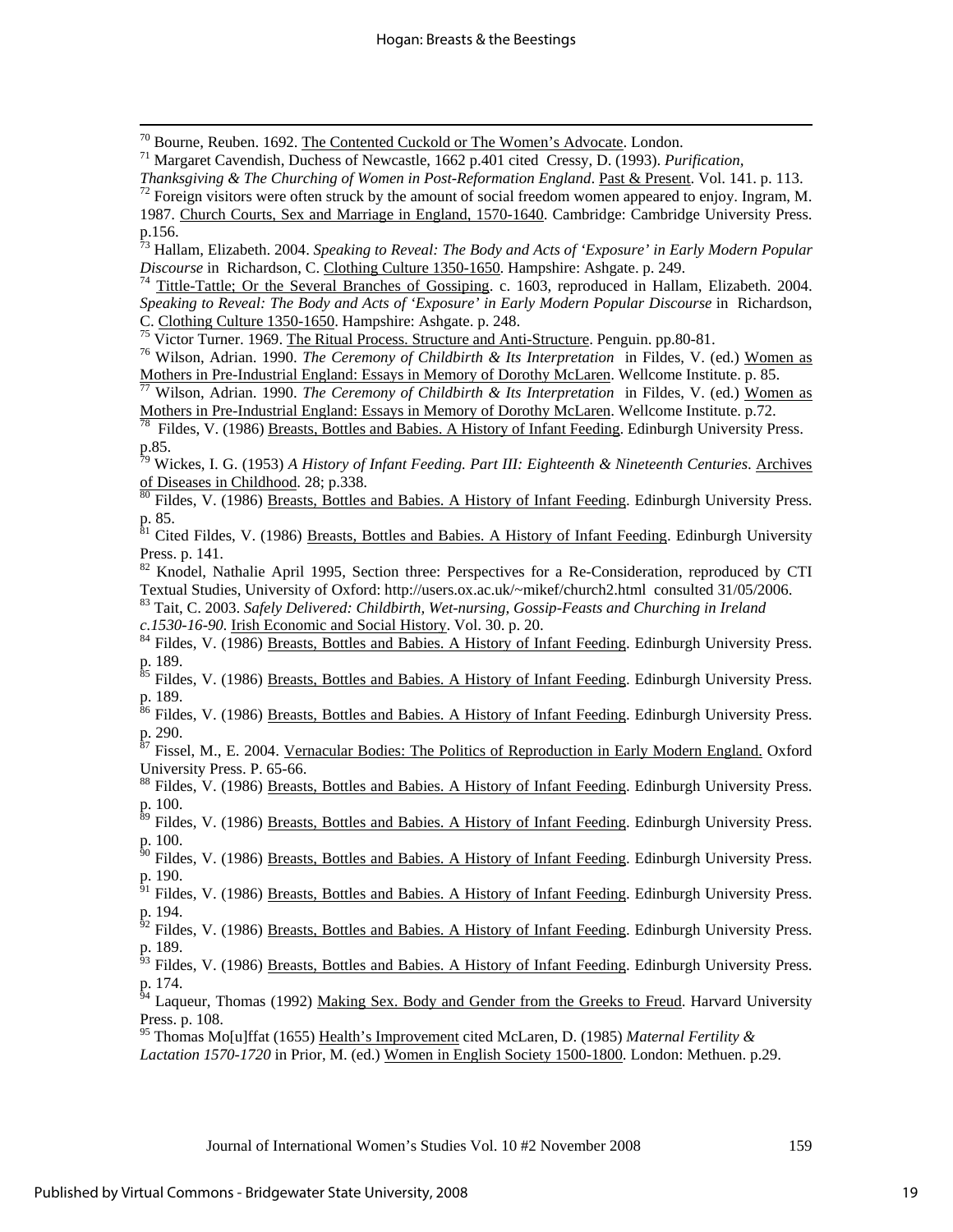[70] Bourne, Reuben. 1692. The Contented Cuckold or The Women's Advocate. London.

[71] Margaret Cavendish, Duchess of Newcastle, 1662 p.401 cited Cressy, D. (1993). *Purification, Thanksgiving & The Churching of Women in Post-Reformation England*. Past & Present. Vol. 141. p. 113.

[72] Foreign visitors were often struck by the amount of social freedom women appeared to enjoy. Ingram, M. 1987. Church Courts, Sex and Marriage in England, 1570-1640. Cambridge: Cambridge University Press. p.156.

[73] Hallam, Elizabeth. 2004. *Speaking to Reveal: The Body and Acts of 'Exposure' in Early Modern Popular Discourse* in Richardson, C. Clothing Culture 1350-1650. Hampshire: Ashgate. p. 249.

[74] Tittle-Tattle; Or the Several Branches of Gossiping. c. 1603, reproduced in Hallam, Elizabeth. 2004. *Speaking to Reveal: The Body and Acts of 'Exposure' in Early Modern Popular Discourse* in Richardson, C. Clothing Culture 1350-1650. Hampshire: Ashgate. p. 248.

[75] Victor Turner. 1969. The Ritual Process. Structure and Anti-Structure. Penguin. pp.80-81.

[76] Wilson, Adrian. 1990. *The Ceremony of Childbirth & Its Interpretation* in Fildes, V. (ed.) Women as Mothers in Pre-Industrial England: Essays in Memory of Dorothy McLaren. Wellcome Institute. p. 85.

[77] Wilson, Adrian. 1990. *The Ceremony of Childbirth & Its Interpretation* in Fildes, V. (ed.) Women as Mothers in Pre-Industrial England: Essays in Memory of Dorothy McLaren. Wellcome Institute. p.72.

[78] Fildes, V. (1986) Breasts, Bottles and Babies. A History of Infant Feeding. Edinburgh University Press. p.85.

[79] Wickes, I. G. (1953) *A History of Infant Feeding. Part III: Eighteenth & Nineteenth Centuries*. Archives of Diseases in Childhood. 28; p.338.

[80] Fildes, V. (1986) Breasts, Bottles and Babies. A History of Infant Feeding. Edinburgh University Press. p. 85.

[81] Cited Fildes, V. (1986) Breasts, Bottles and Babies. A History of Infant Feeding. Edinburgh University Press. p. 141.

[82] Knodel, Nathalie April 1995, Section three: Perspectives for a Re-Consideration, reproduced by CTI Textual Studies, University of Oxford: http://users.ox.ac.uk/~mikef/church2.html consulted 31/05/2006.

[83] Tait, C. 2003. *Safely Delivered: Childbirth, Wet-nursing, Gossip-Feasts and Churching in Ireland c.1530-16-90*. Irish Economic and Social History. Vol. 30. p. 20.

[84] Fildes, V. (1986) Breasts, Bottles and Babies. A History of Infant Feeding. Edinburgh University Press. p. 189.

[85] Fildes, V. (1986) Breasts, Bottles and Babies. A History of Infant Feeding. Edinburgh University Press. p. 189.

[86] Fildes, V. (1986) Breasts, Bottles and Babies. A History of Infant Feeding. Edinburgh University Press. p. 290.

[87] Fissel, M., E. 2004. Vernacular Bodies: The Politics of Reproduction in Early Modern England. Oxford University Press. P. 65-66.

[88] Fildes, V. (1986) Breasts, Bottles and Babies. A History of Infant Feeding. Edinburgh University Press. p. 100.

[89] Fildes, V. (1986) Breasts, Bottles and Babies. A History of Infant Feeding. Edinburgh University Press. p. 100.

[90] Fildes, V. (1986) Breasts, Bottles and Babies. A History of Infant Feeding. Edinburgh University Press. p. 190.

[91] Fildes, V. (1986) Breasts, Bottles and Babies. A History of Infant Feeding. Edinburgh University Press. p. 194.

[92] Fildes, V. (1986) Breasts, Bottles and Babies. A History of Infant Feeding. Edinburgh University Press. p. 189.

[93] Fildes, V. (1986) Breasts, Bottles and Babies. A History of Infant Feeding. Edinburgh University Press. p. 174.

[94] Laqueur, Thomas (1992) Making Sex. Body and Gender from the Greeks to Freud. Harvard University Press. p. 108.

[95] Thomas Mo[u]ffat (1655) Health's Improvement cited McLaren, D. (1985) *Maternal Fertility & Lactation 1570-1720* in Prior, M. (ed.) Women in English Society 1500-1800. London: Methuen. p.29.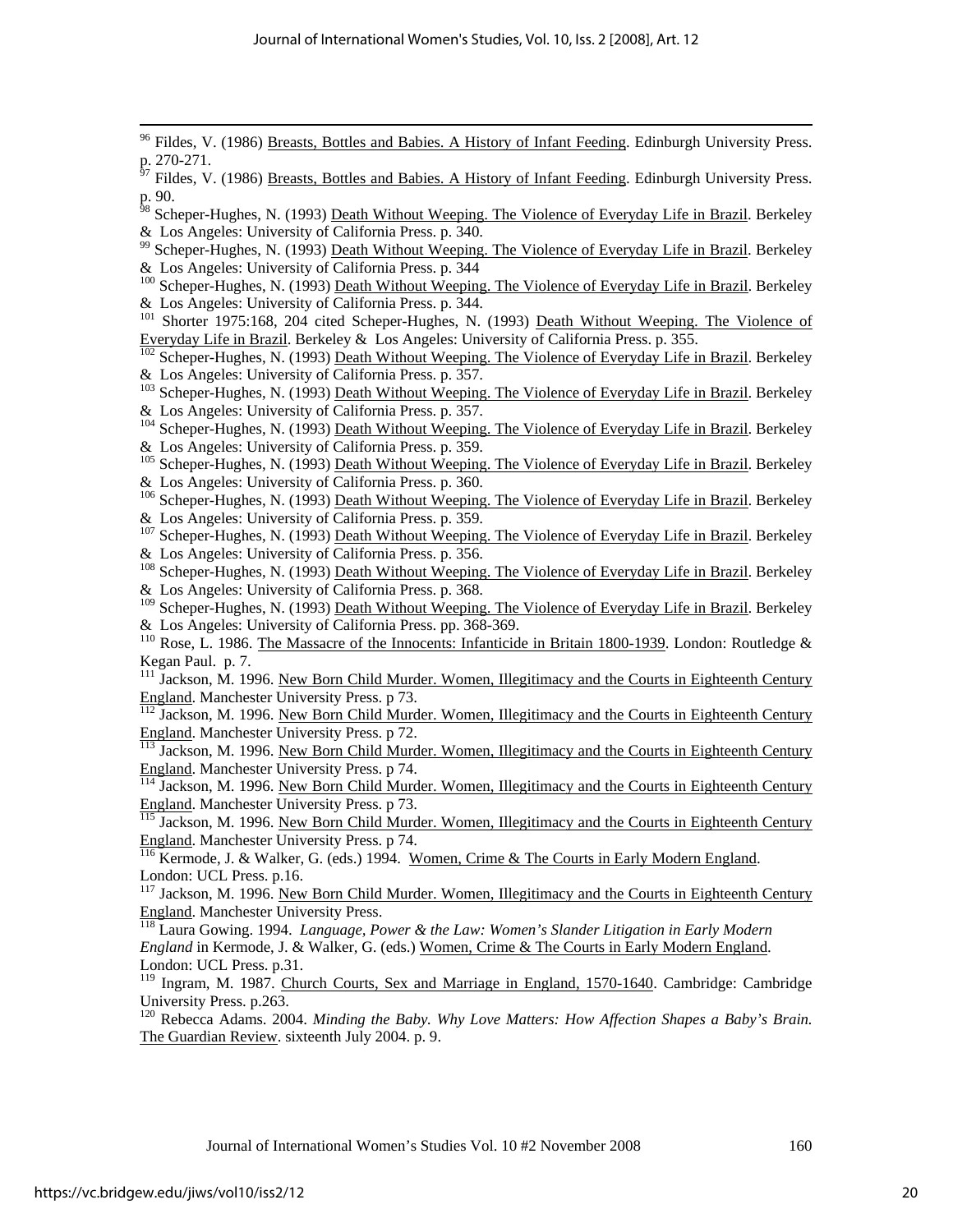[96] Fildes, V. (1986) Breasts, Bottles and Babies. A History of Infant Feeding. Edinburgh University Press. p. 270-271.

[97] Fildes, V. (1986) Breasts, Bottles and Babies. A History of Infant Feeding. Edinburgh University Press. p. 90.

[98] Scheper-Hughes, N. (1993) Death Without Weeping. The Violence of Everyday Life in Brazil. Berkeley & Los Angeles: University of California Press. p. 340.

[99] Scheper-Hughes, N. (1993) Death Without Weeping. The Violence of Everyday Life in Brazil. Berkeley & Los Angeles: University of California Press. p. 344

[100] Scheper-Hughes, N. (1993) Death Without Weeping. The Violence of Everyday Life in Brazil. Berkeley & Los Angeles: University of California Press. p. 344.

[101] Shorter 1975:168, 204 cited Scheper-Hughes, N. (1993) Death Without Weeping. The Violence of Everyday Life in Brazil. Berkeley & Los Angeles: University of California Press. p. 355.

[102] Scheper-Hughes, N. (1993) Death Without Weeping. The Violence of Everyday Life in Brazil. Berkeley & Los Angeles: University of California Press. p. 357.

[103] Scheper-Hughes, N. (1993) Death Without Weeping. The Violence of Everyday Life in Brazil. Berkeley & Los Angeles: University of California Press. p. 357.

[104] Scheper-Hughes, N. (1993) Death Without Weeping. The Violence of Everyday Life in Brazil. Berkeley & Los Angeles: University of California Press. p. 359.

[105] Scheper-Hughes, N. (1993) Death Without Weeping. The Violence of Everyday Life in Brazil. Berkeley & Los Angeles: University of California Press. p. 360.

[106] Scheper-Hughes, N. (1993) Death Without Weeping. The Violence of Everyday Life in Brazil. Berkeley & Los Angeles: University of California Press. p. 359.

[107] Scheper-Hughes, N. (1993) Death Without Weeping. The Violence of Everyday Life in Brazil. Berkeley & Los Angeles: University of California Press. p. 356.

[108] Scheper-Hughes, N. (1993) Death Without Weeping. The Violence of Everyday Life in Brazil. Berkeley & Los Angeles: University of California Press. p. 368.

[109] Scheper-Hughes, N. (1993) Death Without Weeping. The Violence of Everyday Life in Brazil. Berkeley & Los Angeles: University of California Press. pp. 368-369.

[110] Rose, L. 1986. The Massacre of the Innocents: Infanticide in Britain 1800-1939. London: Routledge & Kegan Paul. p. 7.

[111] Jackson, M. 1996. New Born Child Murder. Women, Illegitimacy and the Courts in Eighteenth Century England. Manchester University Press. p 73.

[112] Jackson, M. 1996. New Born Child Murder. Women, Illegitimacy and the Courts in Eighteenth Century England. Manchester University Press. p 72.

[113] Jackson, M. 1996. New Born Child Murder. Women, Illegitimacy and the Courts in Eighteenth Century England. Manchester University Press. p 74.

[114] Jackson, M. 1996. New Born Child Murder. Women, Illegitimacy and the Courts in Eighteenth Century England. Manchester University Press. p 73.

[115] Jackson, M. 1996. New Born Child Murder. Women, Illegitimacy and the Courts in Eighteenth Century England. Manchester University Press. p 74.

[116] Kermode, J. & Walker, G. (eds.) 1994. Women, Crime & The Courts in Early Modern England. London: UCL Press. p.16.

[117] Jackson, M. 1996. New Born Child Murder. Women, Illegitimacy and the Courts in Eighteenth Century England. Manchester University Press.

[118] Laura Gowing. 1994. *Language, Power & the Law: Women's Slander Litigation in Early Modern England* in Kermode, J. & Walker, G. (eds.) Women, Crime & The Courts in Early Modern England. London: UCL Press. p.31.

[119] Ingram, M. 1987. Church Courts, Sex and Marriage in England, 1570-1640. Cambridge: Cambridge University Press. p.263.

[120] Rebecca Adams. 2004. *Minding the Baby. Why Love Matters: How Affection Shapes a Baby's Brain.* The Guardian Review. sixteenth July 2004. p. 9.